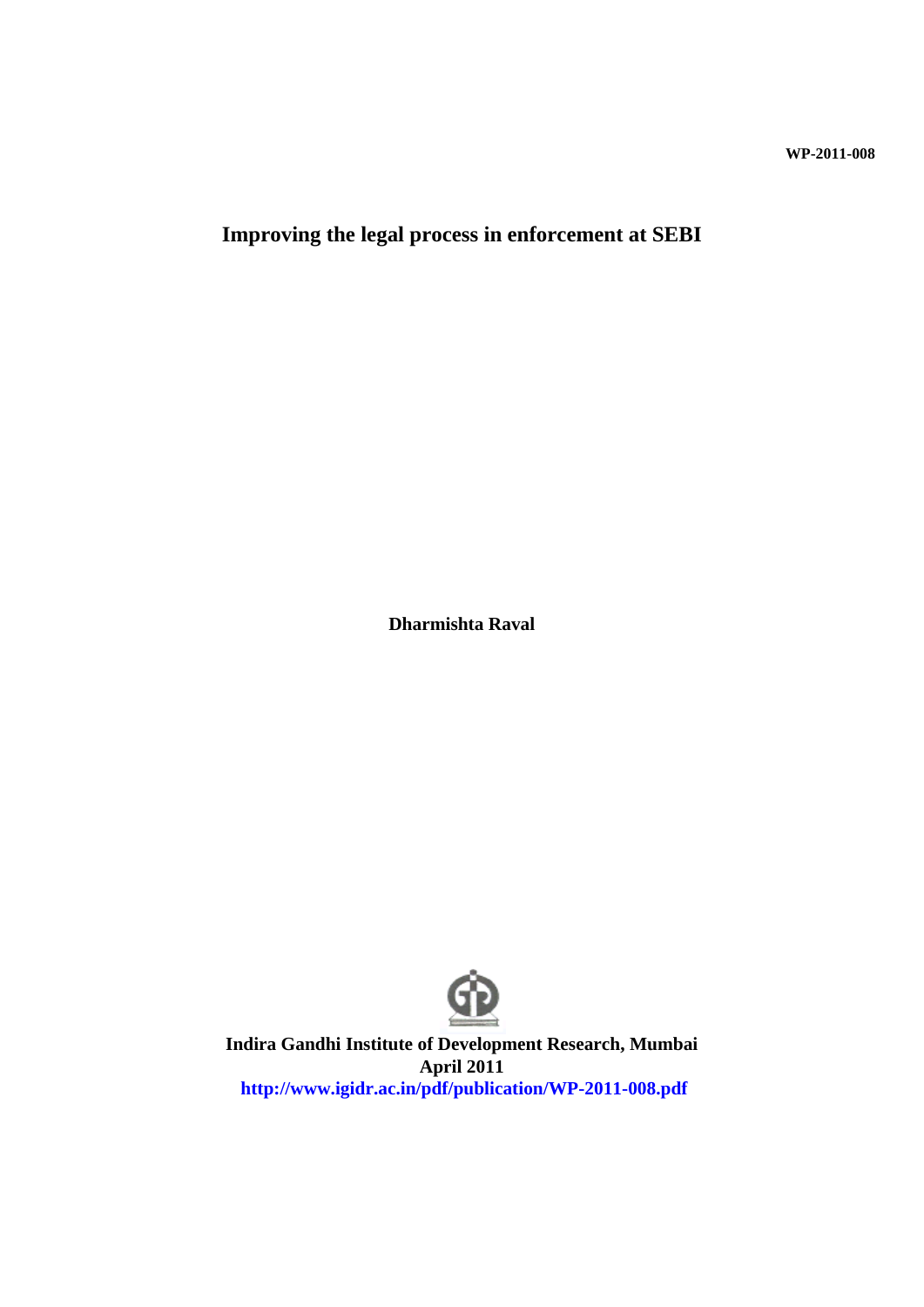WP-2011-008

# Improving the legal process in enforcement at SEBI

**Dharmishta Raval**

**Indira Gandhi Institute of Development Research, Mumbai**
**April 2011**
**http://www.igidr.ac.in/pdf/publication/WP-2011-008.pdf**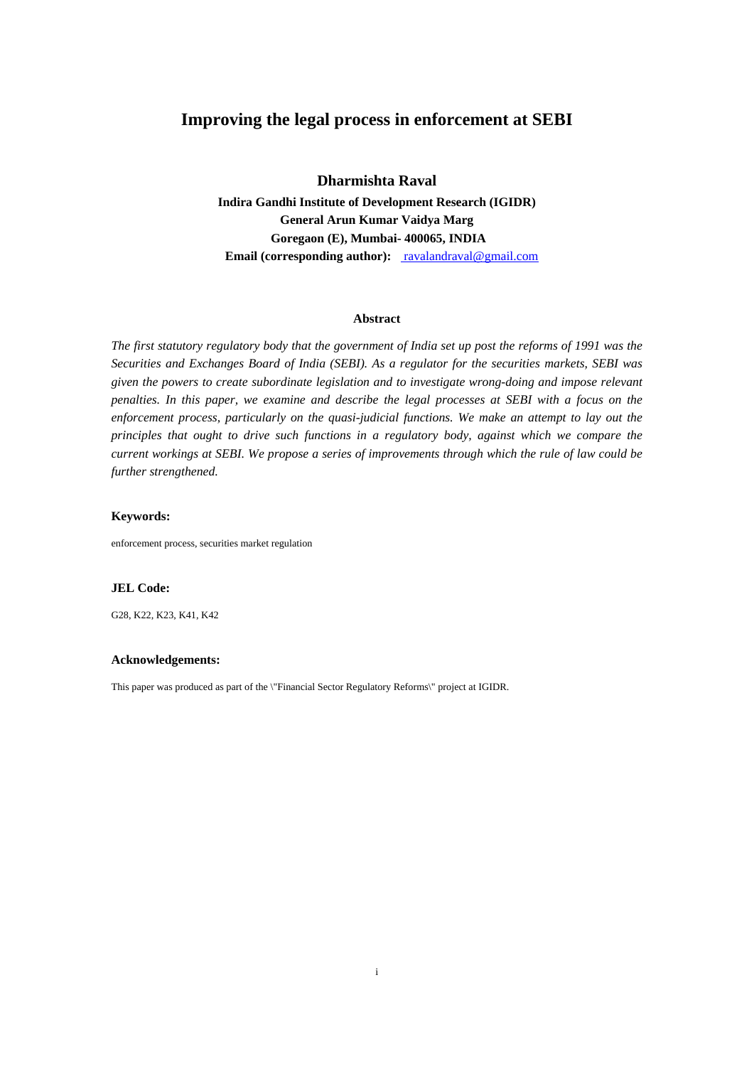# Improving the legal process in enforcement at SEBI

**Dharmishta Raval**

**Indira Gandhi Institute of Development Research (IGIDR)**
**General Arun Kumar Vaidya Marg**
**Goregaon (E), Mumbai- 400065, INDIA**
**Email (corresponding author):** ravalandraval@gmail.com

### Abstract

*The first statutory regulatory body that the government of India set up post the reforms of 1991 was the Securities and Exchanges Board of India (SEBI). As a regulator for the securities markets, SEBI was given the powers to create subordinate legislation and to investigate wrong-doing and impose relevant penalties. In this paper, we examine and describe the legal processes at SEBI with a focus on the enforcement process, particularly on the quasi-judicial functions. We make an attempt to lay out the principles that ought to drive such functions in a regulatory body, against which we compare the current workings at SEBI. We propose a series of improvements through which the rule of law could be further strengthened.*

#### Keywords:

enforcement process, securities market regulation

#### JEL Code:

G28, K22, K23, K41, K42

#### Acknowledgements:

This paper was produced as part of the \"Financial Sector Regulatory Reforms\" project at IGIDR.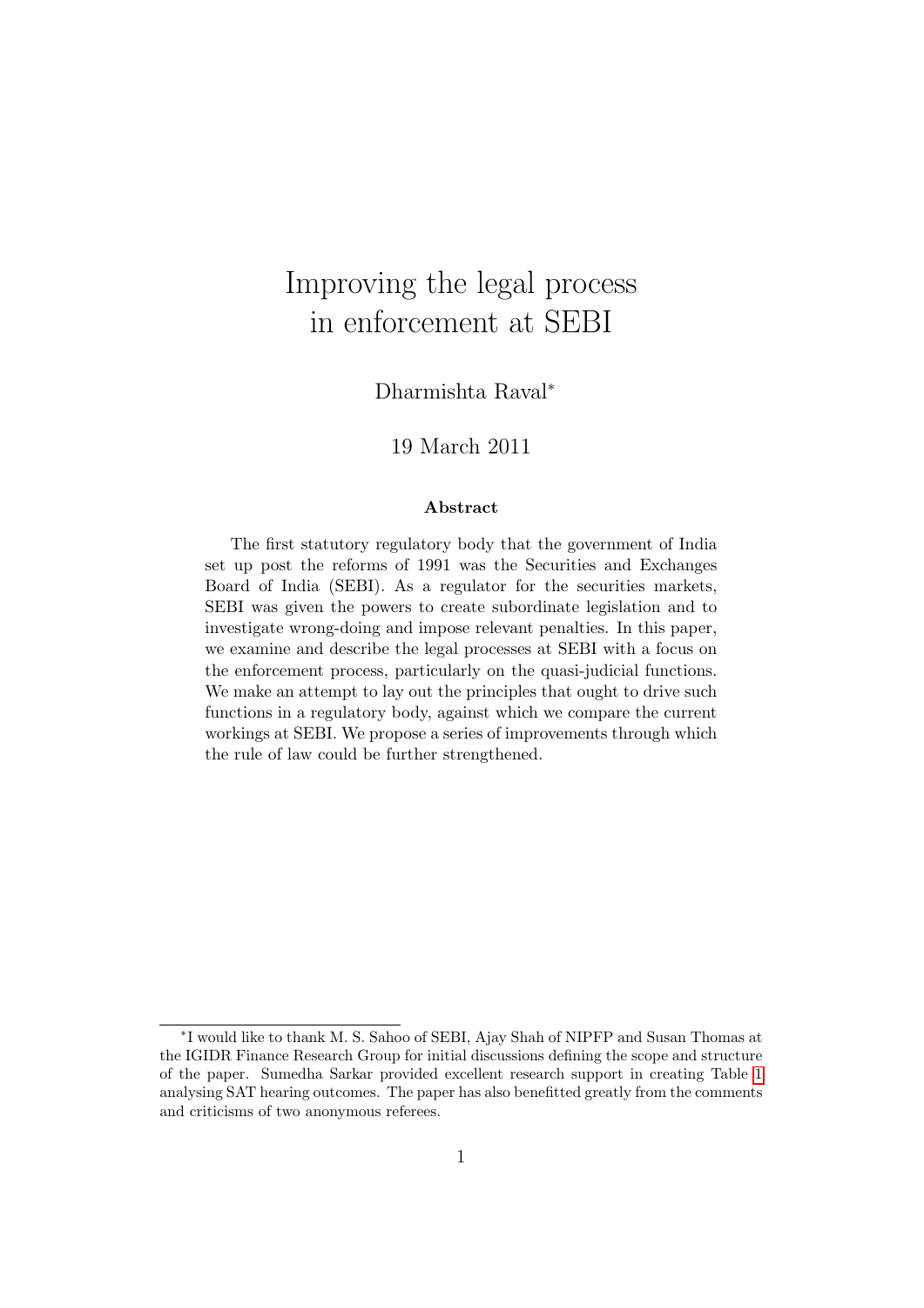# Improving the legal process in enforcement at SEBI

Dharmishta Raval*

19 March 2011

### Abstract

The first statutory regulatory body that the government of India set up post the reforms of 1991 was the Securities and Exchanges Board of India (SEBI). As a regulator for the securities markets, SEBI was given the powers to create subordinate legislation and to investigate wrong-doing and impose relevant penalties. In this paper, we examine and describe the legal processes at SEBI with a focus on the enforcement process, particularly on the quasi-judicial functions. We make an attempt to lay out the principles that ought to drive such functions in a regulatory body, against which we compare the current workings at SEBI. We propose a series of improvements through which the rule of law could be further strengthened.

---

*I would like to thank M. S. Sahoo of SEBI, Ajay Shah of NIPFP and Susan Thomas at the IGIDR Finance Research Group for initial discussions defining the scope and structure of the paper. Sumedha Sarkar provided excellent research support in creating Table 1 analysing SAT hearing outcomes. The paper has also benefitted greatly from the comments and criticisms of two anonymous referees.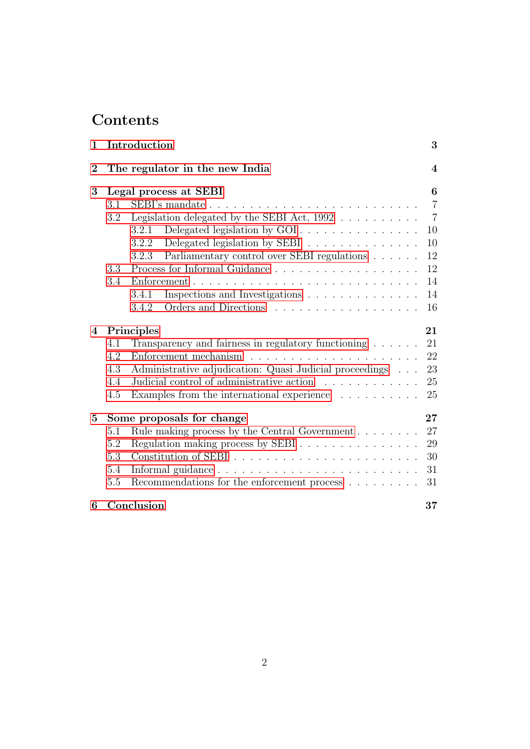# Contents

| | | |
|---|---|---|
| **1** | **Introduction** | **3** |
| **2** | **The regulator in the new India** | **4** |
| **3** | **Legal process at SEBI** | **6** |
| 3.1 | SEBI's mandate | 7 |
| 3.2 | Legislation delegated by the SEBI Act, 1992 | 7 |
| 3.2.1 | Delegated legislation by GOI | 10 |
| 3.2.2 | Delegated legislation by SEBI | 10 |
| 3.2.3 | Parliamentary control over SEBI regulations | 12 |
| 3.3 | Process for Informal Guidance | 12 |
| 3.4 | Enforcement | 14 |
| 3.4.1 | Inspections and Investigations | 14 |
| 3.4.2 | Orders and Directions | 16 |
| **4** | **Principles** | **21** |
| 4.1 | Transparency and fairness in regulatory functioning | 21 |
| 4.2 | Enforcement mechanism | 22 |
| 4.3 | Administrative adjudication: Quasi Judicial proceedings | 23 |
| 4.4 | Judicial control of administrative action | 25 |
| 4.5 | Examples from the international experience | 25 |
| **5** | **Some proposals for change** | **27** |
| 5.1 | Rule making process by the Central Government | 27 |
| 5.2 | Regulation making process by SEBI | 29 |
| 5.3 | Constitution of SEBI | 30 |
| 5.4 | Informal guidance | 31 |
| 5.5 | Recommendations for the enforcement process | 31 |
| **6** | **Conclusion** | **37** |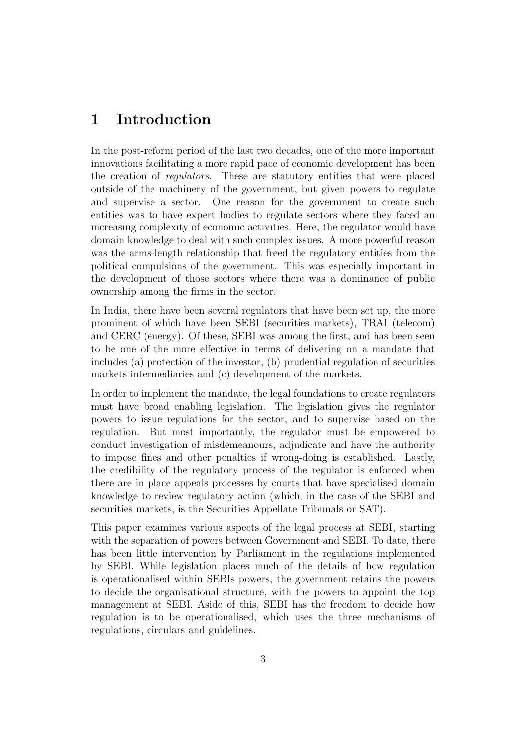# 1 Introduction

In the post-reform period of the last two decades, one of the more important innovations facilitating a more rapid pace of economic development has been the creation of *regulators*. These are statutory entities that were placed outside of the machinery of the government, but given powers to regulate and supervise a sector. One reason for the government to create such entities was to have expert bodies to regulate sectors where they faced an increasing complexity of economic activities. Here, the regulator would have domain knowledge to deal with such complex issues. A more powerful reason was the arms-length relationship that freed the regulatory entities from the political compulsions of the government. This was especially important in the development of those sectors where there was a dominance of public ownership among the firms in the sector.

In India, there have been several regulators that have been set up, the more prominent of which have been SEBI (securities markets), TRAI (telecom) and CERC (energy). Of these, SEBI was among the first, and has been seen to be one of the more effective in terms of delivering on a mandate that includes (a) protection of the investor, (b) prudential regulation of securities markets intermediaries and (c) development of the markets.

In order to implement the mandate, the legal foundations to create regulators must have broad enabling legislation. The legislation gives the regulator powers to issue regulations for the sector, and to supervise based on the regulation. But most importantly, the regulator must be empowered to conduct investigation of misdemeanours, adjudicate and have the authority to impose fines and other penalties if wrong-doing is established. Lastly, the credibility of the regulatory process of the regulator is enforced when there are in place appeals processes by courts that have specialised domain knowledge to review regulatory action (which, in the case of the SEBI and securities markets, is the Securities Appellate Tribunals or SAT).

This paper examines various aspects of the legal process at SEBI, starting with the separation of powers between Government and SEBI. To date, there has been little intervention by Parliament in the regulations implemented by SEBI. While legislation places much of the details of how regulation is operationalised within SEBIs powers, the government retains the powers to decide the organisational structure, with the powers to appoint the top management at SEBI. Aside of this, SEBI has the freedom to decide how regulation is to be operationalised, which uses the three mechanisms of regulations, circulars and guidelines.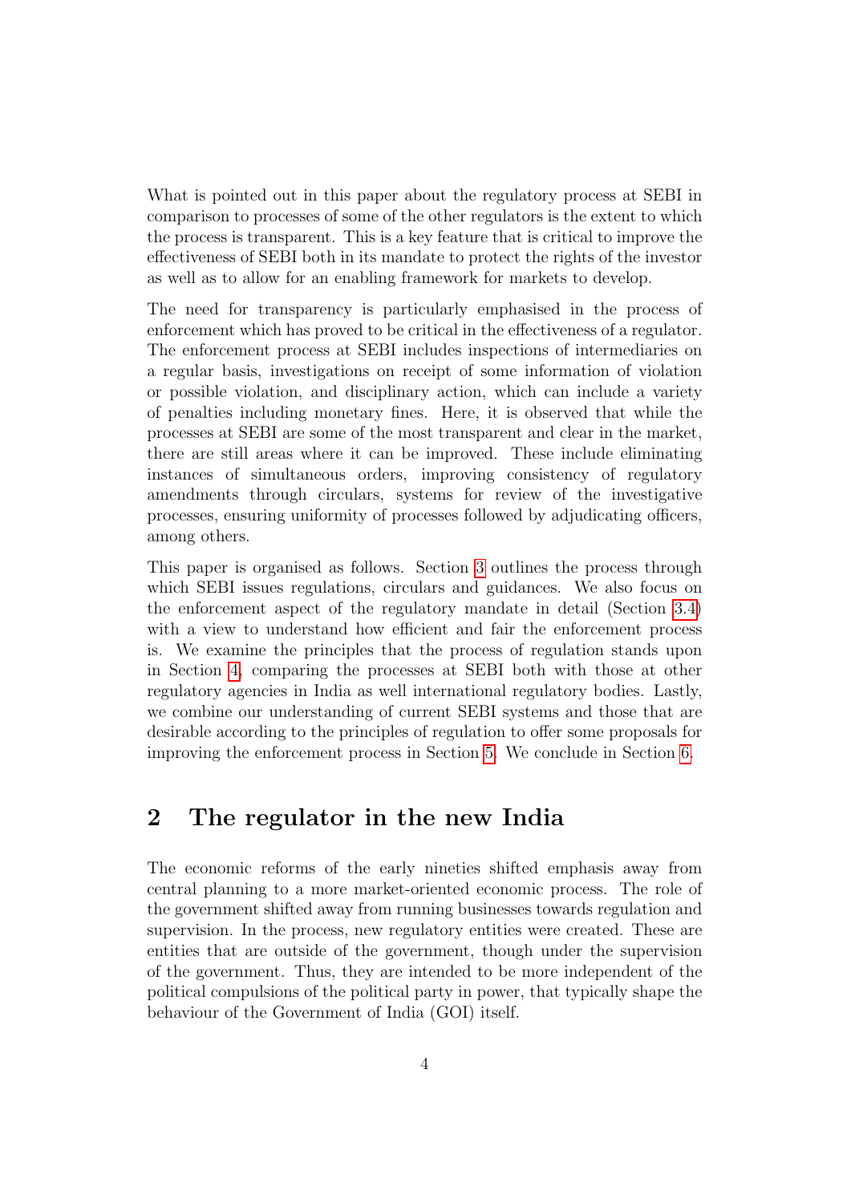What is pointed out in this paper about the regulatory process at SEBI in comparison to processes of some of the other regulators is the extent to which the process is transparent. This is a key feature that is critical to improve the effectiveness of SEBI both in its mandate to protect the rights of the investor as well as to allow for an enabling framework for markets to develop.

The need for transparency is particularly emphasised in the process of enforcement which has proved to be critical in the effectiveness of a regulator. The enforcement process at SEBI includes inspections of intermediaries on a regular basis, investigations on receipt of some information of violation or possible violation, and disciplinary action, which can include a variety of penalties including monetary fines. Here, it is observed that while the processes at SEBI are some of the most transparent and clear in the market, there are still areas where it can be improved. These include eliminating instances of simultaneous orders, improving consistency of regulatory amendments through circulars, systems for review of the investigative processes, ensuring uniformity of processes followed by adjudicating officers, among others.

This paper is organised as follows. Section 3 outlines the process through which SEBI issues regulations, circulars and guidances. We also focus on the enforcement aspect of the regulatory mandate in detail (Section 3.4) with a view to understand how efficient and fair the enforcement process is. We examine the principles that the process of regulation stands upon in Section 4, comparing the processes at SEBI both with those at other regulatory agencies in India as well international regulatory bodies. Lastly, we combine our understanding of current SEBI systems and those that are desirable according to the principles of regulation to offer some proposals for improving the enforcement process in Section 5. We conclude in Section 6.

## 2 The regulator in the new India

The economic reforms of the early nineties shifted emphasis away from central planning to a more market-oriented economic process. The role of the government shifted away from running businesses towards regulation and supervision. In the process, new regulatory entities were created. These are entities that are outside of the government, though under the supervision of the government. Thus, they are intended to be more independent of the political compulsions of the political party in power, that typically shape the behaviour of the Government of India (GOI) itself.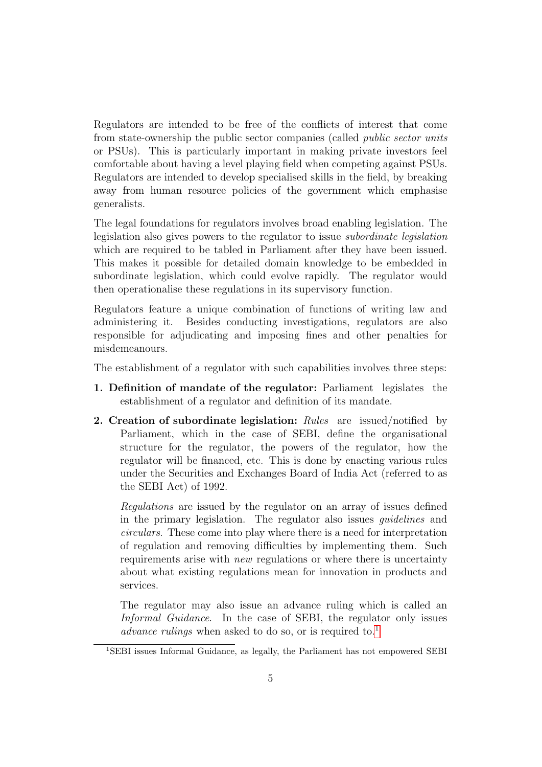Regulators are intended to be free of the conflicts of interest that come from state-ownership the public sector companies (called *public sector units* or PSUs). This is particularly important in making private investors feel comfortable about having a level playing field when competing against PSUs. Regulators are intended to develop specialised skills in the field, by breaking away from human resource policies of the government which emphasise generalists.

The legal foundations for regulators involves broad enabling legislation. The legislation also gives powers to the regulator to issue *subordinate legislation* which are required to be tabled in Parliament after they have been issued. This makes it possible for detailed domain knowledge to be embedded in subordinate legislation, which could evolve rapidly. The regulator would then operationalise these regulations in its supervisory function.

Regulators feature a unique combination of functions of writing law and administering it. Besides conducting investigations, regulators are also responsible for adjudicating and imposing fines and other penalties for misdemeanours.

The establishment of a regulator with such capabilities involves three steps:

1. **Definition of mandate of the regulator:** Parliament legislates the establishment of a regulator and definition of its mandate.
2. **Creation of subordinate legislation:** *Rules* are issued/notified by Parliament, which in the case of SEBI, define the organisational structure for the regulator, the powers of the regulator, how the regulator will be financed, etc. This is done by enacting various rules under the Securities and Exchanges Board of India Act (referred to as the SEBI Act) of 1992.

   *Regulations* are issued by the regulator on an array of issues defined in the primary legislation. The regulator also issues *guidelines* and *circulars*. These come into play where there is a need for interpretation of regulation and removing difficulties by implementing them. Such requirements arise with *new* regulations or where there is uncertainty about what existing regulations mean for innovation in products and services.

   The regulator may also issue an advance ruling which is called an *Informal Guidance*. In the case of SEBI, the regulator only issues *advance rulings* when asked to do so, or is required to.[1]

[1] SEBI issues Informal Guidance, as legally, the Parliament has not empowered SEBI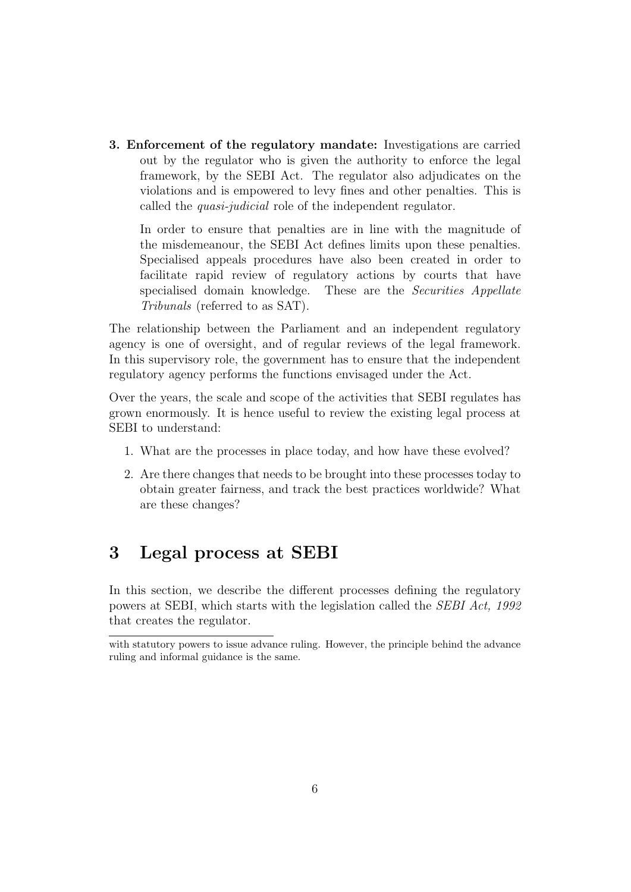**3. Enforcement of the regulatory mandate:** Investigations are carried out by the regulator who is given the authority to enforce the legal framework, by the SEBI Act. The regulator also adjudicates on the violations and is empowered to levy fines and other penalties. This is called the *quasi-judicial* role of the independent regulator.

   In order to ensure that penalties are in line with the magnitude of the misdemeanour, the SEBI Act defines limits upon these penalties. Specialised appeals procedures have also been created in order to facilitate rapid review of regulatory actions by courts that have specialised domain knowledge. These are the *Securities Appellate Tribunals* (referred to as SAT).

The relationship between the Parliament and an independent regulatory agency is one of oversight, and of regular reviews of the legal framework. In this supervisory role, the government has to ensure that the independent regulatory agency performs the functions envisaged under the Act.

Over the years, the scale and scope of the activities that SEBI regulates has grown enormously. It is hence useful to review the existing legal process at SEBI to understand:

1. What are the processes in place today, and how have these evolved?
2. Are there changes that needs to be brought into these processes today to obtain greater fairness, and track the best practices worldwide? What are these changes?

# 3 Legal process at SEBI

In this section, we describe the different processes defining the regulatory powers at SEBI, which starts with the legislation called the *SEBI Act, 1992* that creates the regulator.

---

with statutory powers to issue advance ruling. However, the principle behind the advance ruling and informal guidance is the same.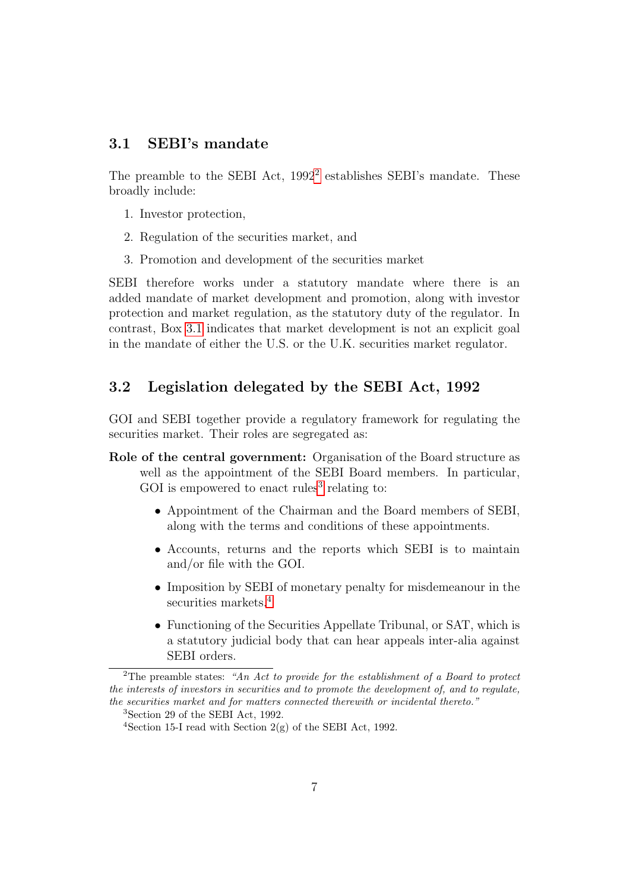## 3.1 SEBI's mandate

The preamble to the SEBI Act, 1992[2] establishes SEBI's mandate. These broadly include:

1. Investor protection,
2. Regulation of the securities market, and
3. Promotion and development of the securities market

SEBI therefore works under a statutory mandate where there is an added mandate of market development and promotion, along with investor protection and market regulation, as the statutory duty of the regulator. In contrast, Box 3.1 indicates that market development is not an explicit goal in the mandate of either the U.S. or the U.K. securities market regulator.

## 3.2 Legislation delegated by the SEBI Act, 1992

GOI and SEBI together provide a regulatory framework for regulating the securities market. Their roles are segregated as:

**Role of the central government:** Organisation of the Board structure as well as the appointment of the SEBI Board members. In particular, GOI is empowered to enact rules[3] relating to:

- Appointment of the Chairman and the Board members of SEBI, along with the terms and conditions of these appointments.
- Accounts, returns and the reports which SEBI is to maintain and/or file with the GOI.
- Imposition by SEBI of monetary penalty for misdemeanour in the securities markets.[4]
- Functioning of the Securities Appellate Tribunal, or SAT, which is a statutory judicial body that can hear appeals inter-alia against SEBI orders.

---

[2] The preamble states: *"An Act to provide for the establishment of a Board to protect the interests of investors in securities and to promote the development of, and to regulate, the securities market and for matters connected therewith or incidental thereto."*

[3] Section 29 of the SEBI Act, 1992.

[4] Section 15-I read with Section 2(g) of the SEBI Act, 1992.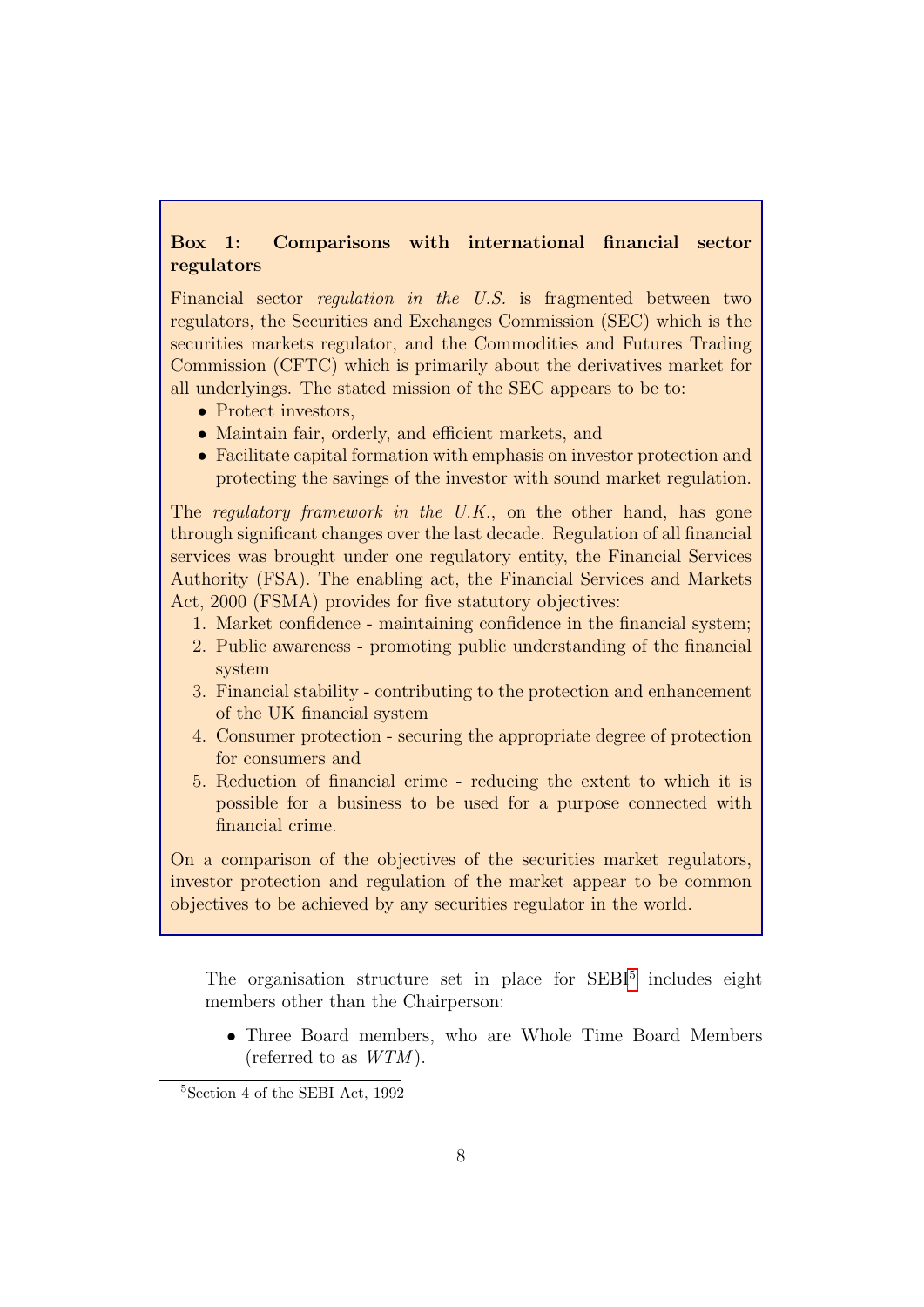**Box 1: Comparisons with international financial sector regulators**

Financial sector *regulation in the U.S.* is fragmented between two regulators, the Securities and Exchanges Commission (SEC) which is the securities markets regulator, and the Commodities and Futures Trading Commission (CFTC) which is primarily about the derivatives market for all underlyings. The stated mission of the SEC appears to be to:

- Protect investors,
- Maintain fair, orderly, and efficient markets, and
- Facilitate capital formation with emphasis on investor protection and protecting the savings of the investor with sound market regulation.

The *regulatory framework in the U.K.*, on the other hand, has gone through significant changes over the last decade. Regulation of all financial services was brought under one regulatory entity, the Financial Services Authority (FSA). The enabling act, the Financial Services and Markets Act, 2000 (FSMA) provides for five statutory objectives:

1. Market confidence - maintaining confidence in the financial system;
2. Public awareness - promoting public understanding of the financial system
3. Financial stability - contributing to the protection and enhancement of the UK financial system
4. Consumer protection - securing the appropriate degree of protection for consumers and
5. Reduction of financial crime - reducing the extent to which it is possible for a business to be used for a purpose connected with financial crime.

On a comparison of the objectives of the securities market regulators, investor protection and regulation of the market appear to be common objectives to be achieved by any securities regulator in the world.

The organisation structure set in place for SEBI[5] includes eight members other than the Chairperson:

- Three Board members, who are Whole Time Board Members (referred to as *WTM*).

[5] Section 4 of the SEBI Act, 1992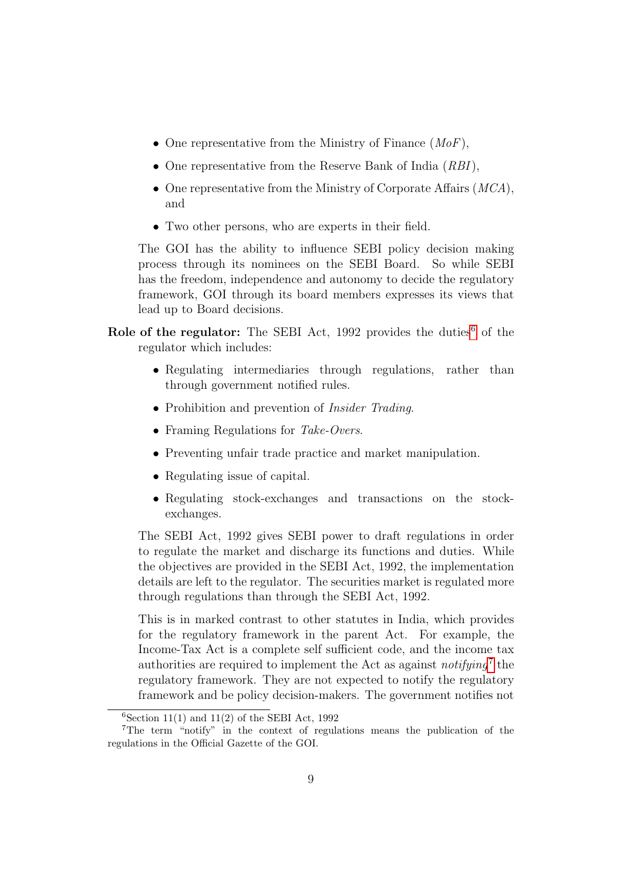- One representative from the Ministry of Finance (*MoF*),
- One representative from the Reserve Bank of India (*RBI*),
- One representative from the Ministry of Corporate Affairs (*MCA*), and
- Two other persons, who are experts in their field.

The GOI has the ability to influence SEBI policy decision making process through its nominees on the SEBI Board. So while SEBI has the freedom, independence and autonomy to decide the regulatory framework, GOI through its board members expresses its views that lead up to Board decisions.

**Role of the regulator:** The SEBI Act, 1992 provides the duties[6] of the regulator which includes:

- Regulating intermediaries through regulations, rather than through government notified rules.
- Prohibition and prevention of *Insider Trading*.
- Framing Regulations for *Take-Overs*.
- Preventing unfair trade practice and market manipulation.
- Regulating issue of capital.
- Regulating stock-exchanges and transactions on the stock-exchanges.

The SEBI Act, 1992 gives SEBI power to draft regulations in order to regulate the market and discharge its functions and duties. While the objectives are provided in the SEBI Act, 1992, the implementation details are left to the regulator. The securities market is regulated more through regulations than through the SEBI Act, 1992.

This is in marked contrast to other statutes in India, which provides for the regulatory framework in the parent Act. For example, the Income-Tax Act is a complete self sufficient code, and the income tax authorities are required to implement the Act as against *notifying*[7] the regulatory framework. They are not expected to notify the regulatory framework and be policy decision-makers. The government notifies not

[6] Section 11(1) and 11(2) of the SEBI Act, 1992

[7] The term "notify" in the context of regulations means the publication of the regulations in the Official Gazette of the GOI.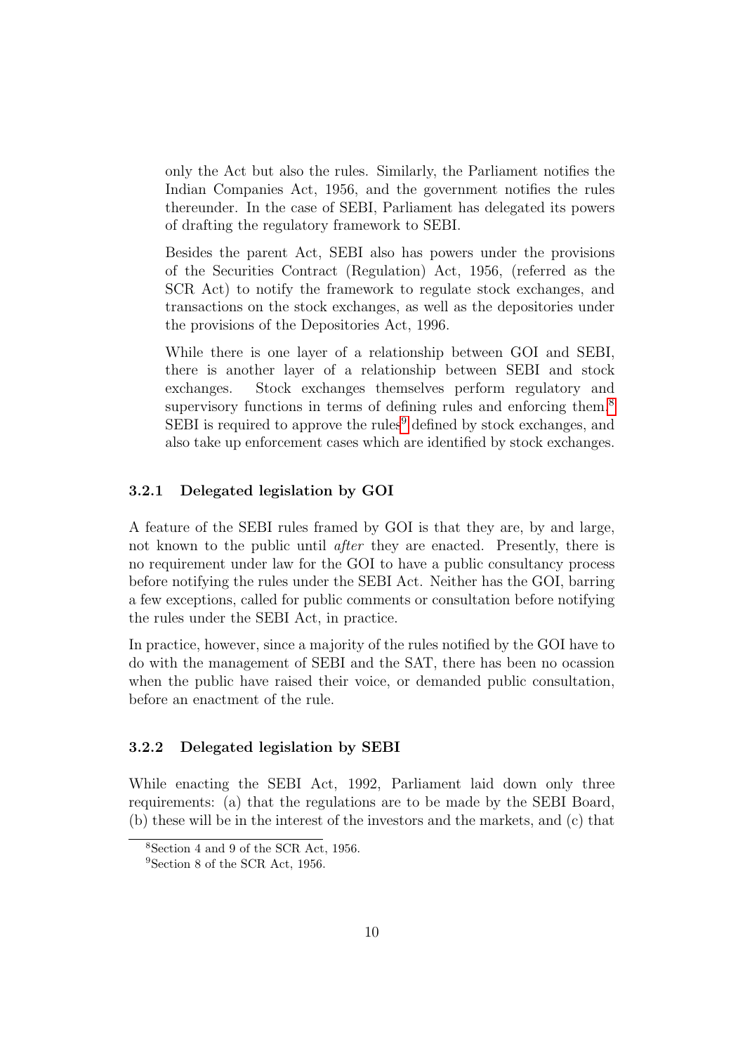only the Act but also the rules. Similarly, the Parliament notifies the Indian Companies Act, 1956, and the government notifies the rules thereunder. In the case of SEBI, Parliament has delegated its powers of drafting the regulatory framework to SEBI.

Besides the parent Act, SEBI also has powers under the provisions of the Securities Contract (Regulation) Act, 1956, (referred as the SCR Act) to notify the framework to regulate stock exchanges, and transactions on the stock exchanges, as well as the depositories under the provisions of the Depositories Act, 1996.

While there is one layer of a relationship between GOI and SEBI, there is another layer of a relationship between SEBI and stock exchanges. Stock exchanges themselves perform regulatory and supervisory functions in terms of defining rules and enforcing them.[8] SEBI is required to approve the rules[9] defined by stock exchanges, and also take up enforcement cases which are identified by stock exchanges.

### 3.2.1 Delegated legislation by GOI

A feature of the SEBI rules framed by GOI is that they are, by and large, not known to the public until *after* they are enacted. Presently, there is no requirement under law for the GOI to have a public consultancy process before notifying the rules under the SEBI Act. Neither has the GOI, barring a few exceptions, called for public comments or consultation before notifying the rules under the SEBI Act, in practice.

In practice, however, since a majority of the rules notified by the GOI have to do with the management of SEBI and the SAT, there has been no ocassion when the public have raised their voice, or demanded public consultation, before an enactment of the rule.

### 3.2.2 Delegated legislation by SEBI

While enacting the SEBI Act, 1992, Parliament laid down only three requirements: (a) that the regulations are to be made by the SEBI Board, (b) these will be in the interest of the investors and the markets, and (c) that

[8] Section 4 and 9 of the SCR Act, 1956.

[9] Section 8 of the SCR Act, 1956.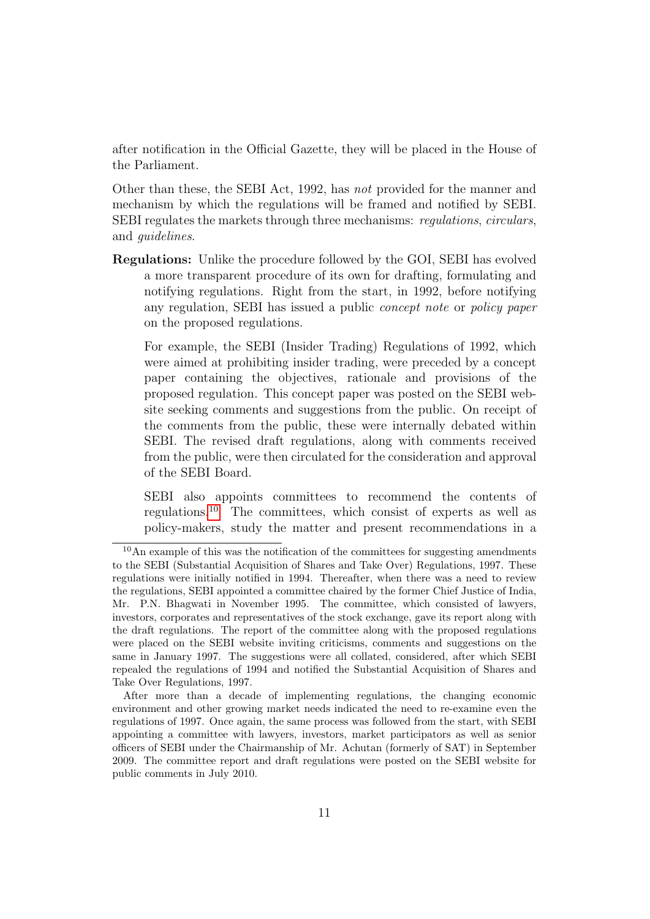after notification in the Official Gazette, they will be placed in the House of the Parliament.

Other than these, the SEBI Act, 1992, has *not* provided for the manner and mechanism by which the regulations will be framed and notified by SEBI. SEBI regulates the markets through three mechanisms: *regulations*, *circulars*, and *guidelines*.

**Regulations:** Unlike the procedure followed by the GOI, SEBI has evolved a more transparent procedure of its own for drafting, formulating and notifying regulations. Right from the start, in 1992, before notifying any regulation, SEBI has issued a public *concept note* or *policy paper* on the proposed regulations.

For example, the SEBI (Insider Trading) Regulations of 1992, which were aimed at prohibiting insider trading, were preceded by a concept paper containing the objectives, rationale and provisions of the proposed regulation. This concept paper was posted on the SEBI website seeking comments and suggestions from the public. On receipt of the comments from the public, these were internally debated within SEBI. The revised draft regulations, along with comments received from the public, were then circulated for the consideration and approval of the SEBI Board.

SEBI also appoints committees to recommend the contents of regulations.[10] The committees, which consist of experts as well as policy-makers, study the matter and present recommendations in a

---

[10] An example of this was the notification of the committees for suggesting amendments to the SEBI (Substantial Acquisition of Shares and Take Over) Regulations, 1997. These regulations were initially notified in 1994. Thereafter, when there was a need to review the regulations, SEBI appointed a committee chaired by the former Chief Justice of India, Mr. P.N. Bhagwati in November 1995. The committee, which consisted of lawyers, investors, corporates and representatives of the stock exchange, gave its report along with the draft regulations. The report of the committee along with the proposed regulations were placed on the SEBI website inviting criticisms, comments and suggestions on the same in January 1997. The suggestions were all collated, considered, after which SEBI repealed the regulations of 1994 and notified the Substantial Acquisition of Shares and Take Over Regulations, 1997.

After more than a decade of implementing regulations, the changing economic environment and other growing market needs indicated the need to re-examine even the regulations of 1997. Once again, the same process was followed from the start, with SEBI appointing a committee with lawyers, investors, market participators as well as senior officers of SEBI under the Chairmanship of Mr. Achutan (formerly of SAT) in September 2009. The committee report and draft regulations were posted on the SEBI website for public comments in July 2010.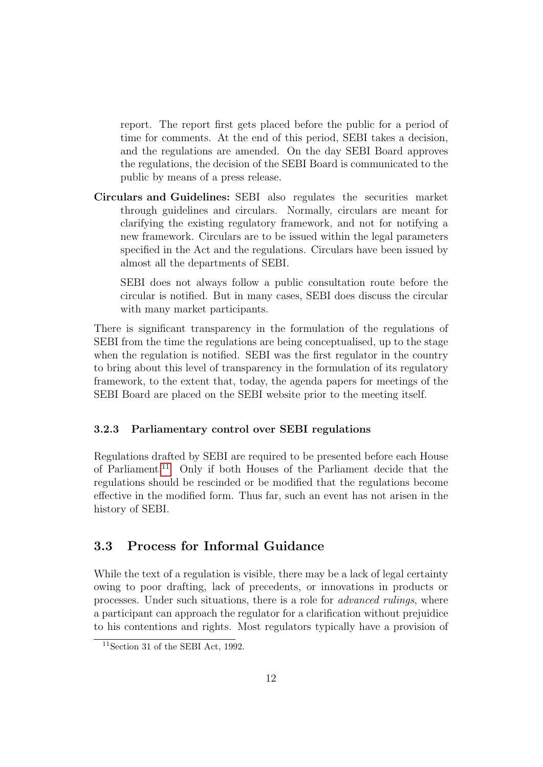report. The report first gets placed before the public for a period of time for comments. At the end of this period, SEBI takes a decision, and the regulations are amended. On the day SEBI Board approves the regulations, the decision of the SEBI Board is communicated to the public by means of a press release.

**Circulars and Guidelines:** SEBI also regulates the securities market through guidelines and circulars. Normally, circulars are meant for clarifying the existing regulatory framework, and not for notifying a new framework. Circulars are to be issued within the legal parameters specified in the Act and the regulations. Circulars have been issued by almost all the departments of SEBI.

SEBI does not always follow a public consultation route before the circular is notified. But in many cases, SEBI does discuss the circular with many market participants.

There is significant transparency in the formulation of the regulations of SEBI from the time the regulations are being conceptualised, up to the stage when the regulation is notified. SEBI was the first regulator in the country to bring about this level of transparency in the formulation of its regulatory framework, to the extent that, today, the agenda papers for meetings of the SEBI Board are placed on the SEBI website prior to the meeting itself.

### 3.2.3 Parliamentary control over SEBI regulations

Regulations drafted by SEBI are required to be presented before each House of Parliament.[11] Only if both Houses of the Parliament decide that the regulations should be rescinded or be modified that the regulations become effective in the modified form. Thus far, such an event has not arisen in the history of SEBI.

## 3.3 Process for Informal Guidance

While the text of a regulation is visible, there may be a lack of legal certainty owing to poor drafting, lack of precedents, or innovations in products or processes. Under such situations, there is a role for *advanced rulings*, where a participant can approach the regulator for a clarification without prejuidice to his contentions and rights. Most regulators typically have a provision of

[11] Section 31 of the SEBI Act, 1992.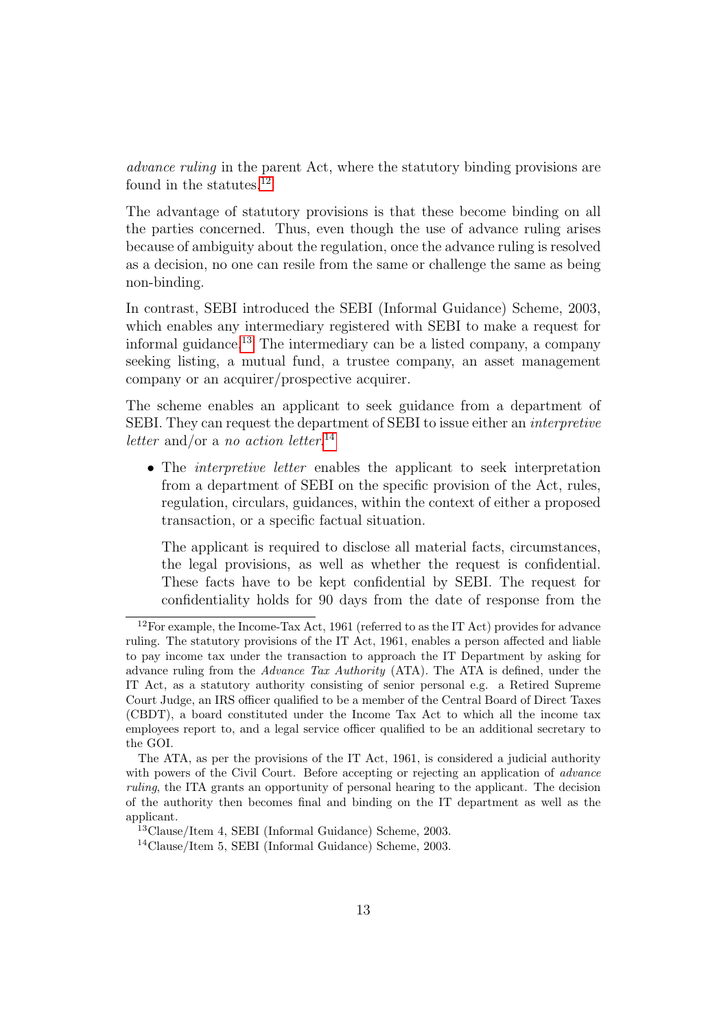*advance ruling* in the parent Act, where the statutory binding provisions are found in the statutes.[12]

The advantage of statutory provisions is that these become binding on all the parties concerned. Thus, even though the use of advance ruling arises because of ambiguity about the regulation, once the advance ruling is resolved as a decision, no one can resile from the same or challenge the same as being non-binding.

In contrast, SEBI introduced the SEBI (Informal Guidance) Scheme, 2003, which enables any intermediary registered with SEBI to make a request for informal guidance.[13] The intermediary can be a listed company, a company seeking listing, a mutual fund, a trustee company, an asset management company or an acquirer/prospective acquirer.

The scheme enables an applicant to seek guidance from a department of SEBI. They can request the department of SEBI to issue either an *interpretive letter* and/or a *no action letter*.[14]

- The *interpretive letter* enables the applicant to seek interpretation from a department of SEBI on the specific provision of the Act, rules, regulation, circulars, guidances, within the context of either a proposed transaction, or a specific factual situation.

  The applicant is required to disclose all material facts, circumstances, the legal provisions, as well as whether the request is confidential. These facts have to be kept confidential by SEBI. The request for confidentiality holds for 90 days from the date of response from the

---

[12] For example, the Income-Tax Act, 1961 (referred to as the IT Act) provides for advance ruling. The statutory provisions of the IT Act, 1961, enables a person affected and liable to pay income tax under the transaction to approach the IT Department by asking for advance ruling from the *Advance Tax Authority* (ATA). The ATA is defined, under the IT Act, as a statutory authority consisting of senior personal e.g. a Retired Supreme Court Judge, an IRS officer qualified to be a member of the Central Board of Direct Taxes (CBDT), a board constituted under the Income Tax Act to which all the income tax employees report to, and a legal service officer qualified to be an additional secretary to the GOI.

The ATA, as per the provisions of the IT Act, 1961, is considered a judicial authority with powers of the Civil Court. Before accepting or rejecting an application of *advance ruling*, the ITA grants an opportunity of personal hearing to the applicant. The decision of the authority then becomes final and binding on the IT department as well as the applicant.

[13] Clause/Item 4, SEBI (Informal Guidance) Scheme, 2003.

[14] Clause/Item 5, SEBI (Informal Guidance) Scheme, 2003.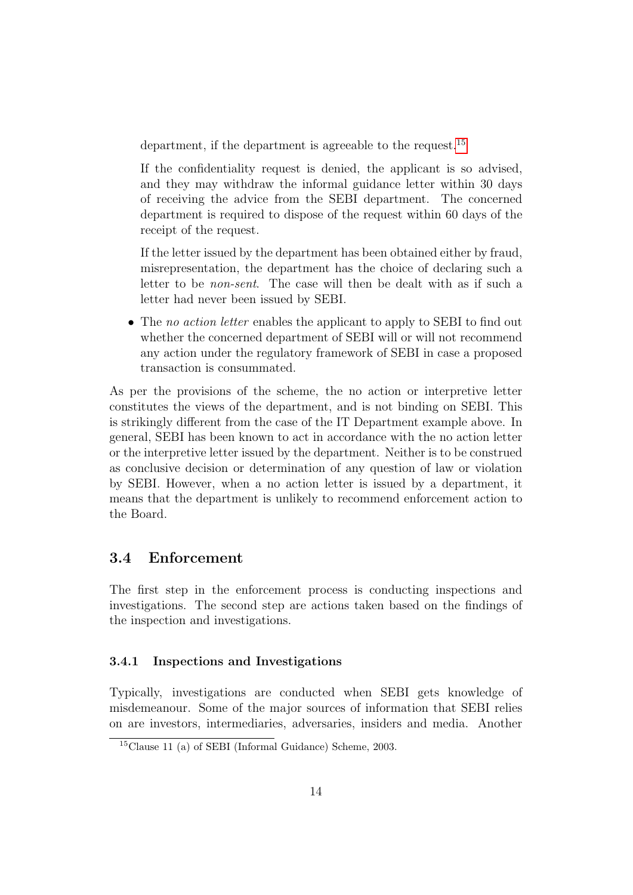department, if the department is agreeable to the request.[15]

If the confidentiality request is denied, the applicant is so advised, and they may withdraw the informal guidance letter within 30 days of receiving the advice from the SEBI department. The concerned department is required to dispose of the request within 60 days of the receipt of the request.

If the letter issued by the department has been obtained either by fraud, misrepresentation, the department has the choice of declaring such a letter to be *non-sent*. The case will then be dealt with as if such a letter had never been issued by SEBI.

- The *no action letter* enables the applicant to apply to SEBI to find out whether the concerned department of SEBI will or will not recommend any action under the regulatory framework of SEBI in case a proposed transaction is consummated.

As per the provisions of the scheme, the no action or interpretive letter constitutes the views of the department, and is not binding on SEBI. This is strikingly different from the case of the IT Department example above. In general, SEBI has been known to act in accordance with the no action letter or the interpretive letter issued by the department. Neither is to be construed as conclusive decision or determination of any question of law or violation by SEBI. However, when a no action letter is issued by a department, it means that the department is unlikely to recommend enforcement action to the Board.

## 3.4 Enforcement

The first step in the enforcement process is conducting inspections and investigations. The second step are actions taken based on the findings of the inspection and investigations.

### 3.4.1 Inspections and Investigations

Typically, investigations are conducted when SEBI gets knowledge of misdemeanour. Some of the major sources of information that SEBI relies on are investors, intermediaries, adversaries, insiders and media. Another

[15] Clause 11 (a) of SEBI (Informal Guidance) Scheme, 2003.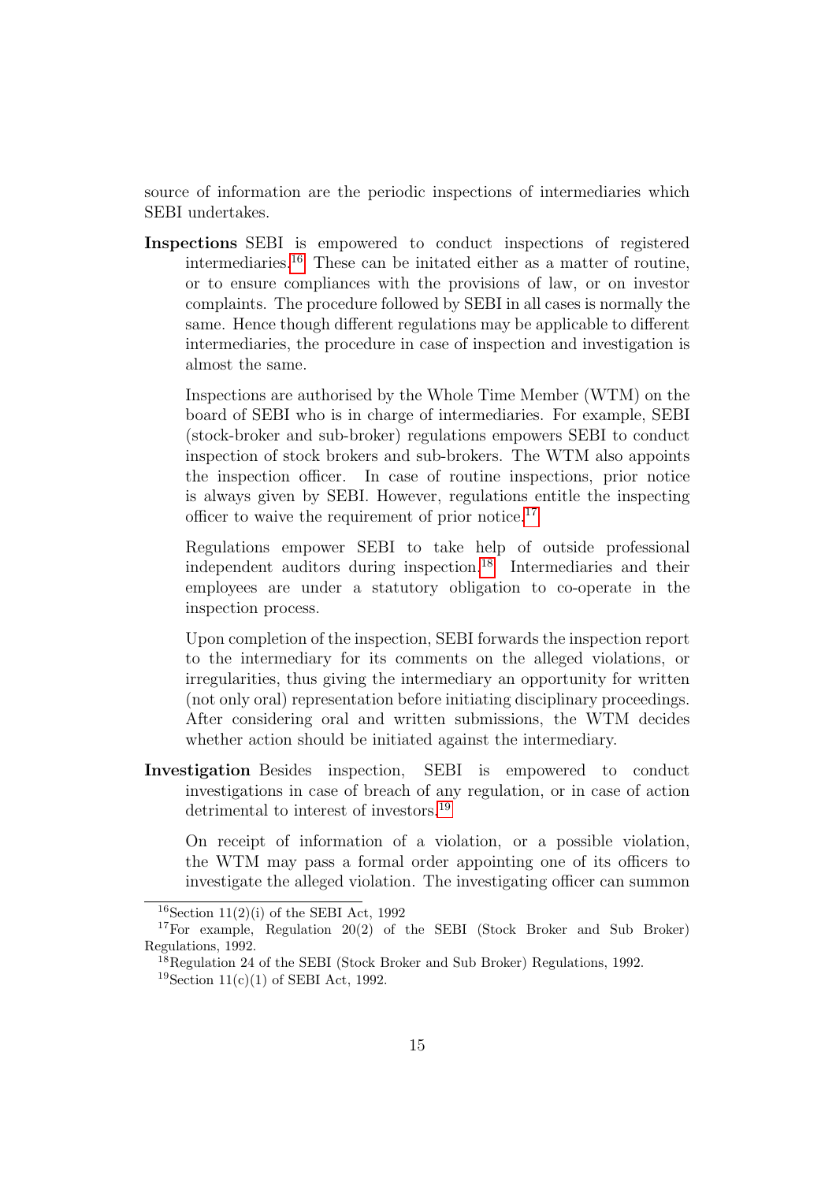source of information are the periodic inspections of intermediaries which SEBI undertakes.

**Inspections** SEBI is empowered to conduct inspections of registered intermediaries.[16] These can be initated either as a matter of routine, or to ensure compliances with the provisions of law, or on investor complaints. The procedure followed by SEBI in all cases is normally the same. Hence though different regulations may be applicable to different intermediaries, the procedure in case of inspection and investigation is almost the same.

Inspections are authorised by the Whole Time Member (WTM) on the board of SEBI who is in charge of intermediaries. For example, SEBI (stock-broker and sub-broker) regulations empowers SEBI to conduct inspection of stock brokers and sub-brokers. The WTM also appoints the inspection officer. In case of routine inspections, prior notice is always given by SEBI. However, regulations entitle the inspecting officer to waive the requirement of prior notice.[17]

Regulations empower SEBI to take help of outside professional independent auditors during inspection.[18] Intermediaries and their employees are under a statutory obligation to co-operate in the inspection process.

Upon completion of the inspection, SEBI forwards the inspection report to the intermediary for its comments on the alleged violations, or irregularities, thus giving the intermediary an opportunity for written (not only oral) representation before initiating disciplinary proceedings. After considering oral and written submissions, the WTM decides whether action should be initiated against the intermediary.

**Investigation** Besides inspection, SEBI is empowered to conduct investigations in case of breach of any regulation, or in case of action detrimental to interest of investors.[19]

On receipt of information of a violation, or a possible violation, the WTM may pass a formal order appointing one of its officers to investigate the alleged violation. The investigating officer can summon

---

[16] Section 11(2)(i) of the SEBI Act, 1992

[17] For example, Regulation 20(2) of the SEBI (Stock Broker and Sub Broker) Regulations, 1992.

[18] Regulation 24 of the SEBI (Stock Broker and Sub Broker) Regulations, 1992.

[19] Section 11(c)(1) of SEBI Act, 1992.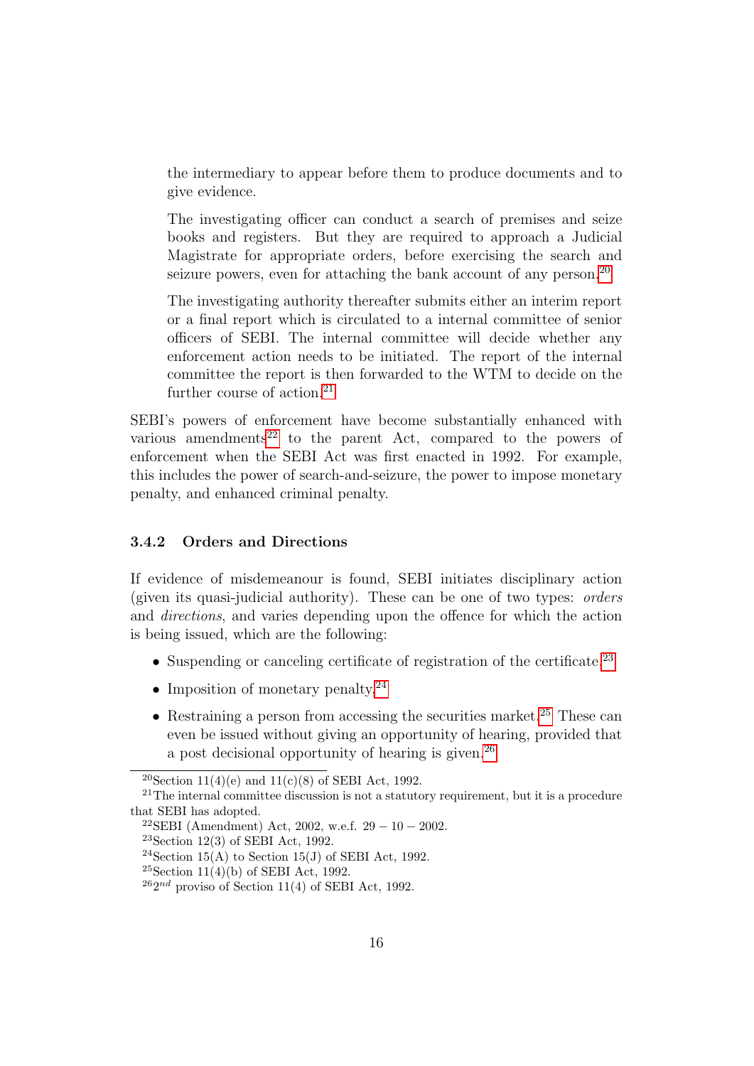the intermediary to appear before them to produce documents and to give evidence.

The investigating officer can conduct a search of premises and seize books and registers. But they are required to approach a Judicial Magistrate for appropriate orders, before exercising the search and seizure powers, even for attaching the bank account of any person.[20]

The investigating authority thereafter submits either an interim report or a final report which is circulated to a internal committee of senior officers of SEBI. The internal committee will decide whether any enforcement action needs to be initiated. The report of the internal committee the report is then forwarded to the WTM to decide on the further course of action.[21]

SEBI's powers of enforcement have become substantially enhanced with various amendments[22] to the parent Act, compared to the powers of enforcement when the SEBI Act was first enacted in 1992. For example, this includes the power of search-and-seizure, the power to impose monetary penalty, and enhanced criminal penalty.

### 3.4.2 Orders and Directions

If evidence of misdemeanour is found, SEBI initiates disciplinary action (given its quasi-judicial authority). These can be one of two types: *orders* and *directions*, and varies depending upon the offence for which the action is being issued, which are the following:

- Suspending or canceling certificate of registration of the certificate.[23]
- Imposition of monetary penalty.[24]
- Restraining a person from accessing the securities market.[25] These can even be issued without giving an opportunity of hearing, provided that a post decisional opportunity of hearing is given.[26]

---

[20] Section 11(4)(e) and 11(c)(8) of SEBI Act, 1992.

[21] The internal committee discussion is not a statutory requirement, but it is a procedure that SEBI has adopted.

[22] SEBI (Amendment) Act, 2002, w.e.f. $29 - 10 - 2002$.

[23] Section 12(3) of SEBI Act, 1992.

[24] Section 15(A) to Section 15(J) of SEBI Act, 1992.

[25] Section 11(4)(b) of SEBI Act, 1992.

[26] $2^{nd}$ proviso of Section 11(4) of SEBI Act, 1992.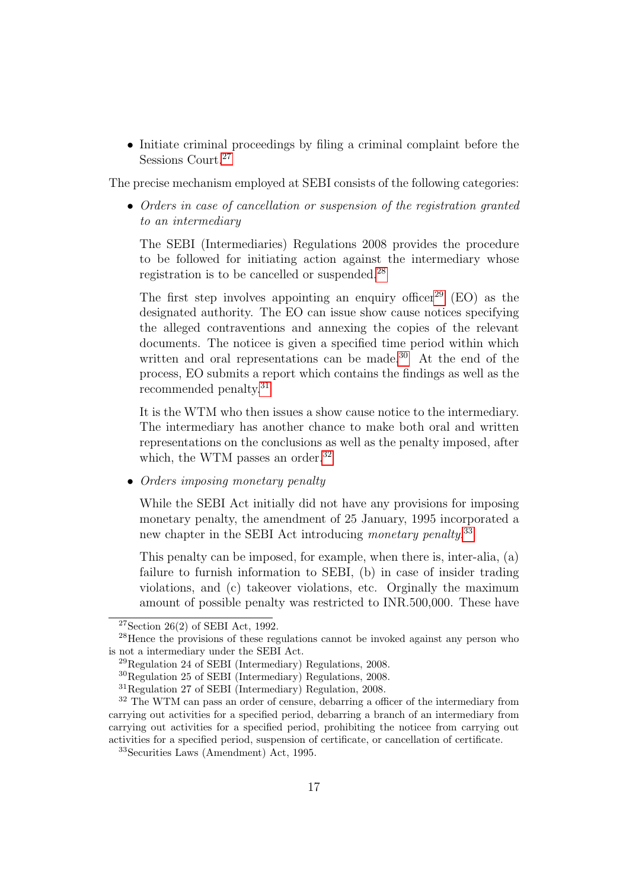- Initiate criminal proceedings by filing a criminal complaint before the Sessions Court.[27]

The precise mechanism employed at SEBI consists of the following categories:

- *Orders in case of cancellation or suspension of the registration granted to an intermediary*

  The SEBI (Intermediaries) Regulations 2008 provides the procedure to be followed for initiating action against the intermediary whose registration is to be cancelled or suspended.[28]

  The first step involves appointing an enquiry officer[29] (EO) as the designated authority. The EO can issue show cause notices specifying the alleged contraventions and annexing the copies of the relevant documents. The noticee is given a specified time period within which written and oral representations can be made.[30] At the end of the process, EO submits a report which contains the findings as well as the recommended penalty.[31]

  It is the WTM who then issues a show cause notice to the intermediary. The intermediary has another chance to make both oral and written representations on the conclusions as well as the penalty imposed, after which, the WTM passes an order.[32]

- *Orders imposing monetary penalty*

  While the SEBI Act initially did not have any provisions for imposing monetary penalty, the amendment of 25 January, 1995 incorporated a new chapter in the SEBI Act introducing *monetary penalty*.[33]

  This penalty can be imposed, for example, when there is, inter-alia, (a) failure to furnish information to SEBI, (b) in case of insider trading violations, and (c) takeover violations, etc. Orginally the maximum amount of possible penalty was restricted to INR.500,000. These have

---

[27] Section 26(2) of SEBI Act, 1992.

[28] Hence the provisions of these regulations cannot be invoked against any person who is not a intermediary under the SEBI Act.

[29] Regulation 24 of SEBI (Intermediary) Regulations, 2008.

[30] Regulation 25 of SEBI (Intermediary) Regulations, 2008.

[31] Regulation 27 of SEBI (Intermediary) Regulation, 2008.

[32] The WTM can pass an order of censure, debarring a officer of the intermediary from carrying out activities for a specified period, debarring a branch of an intermediary from carrying out activities for a specified period, prohibiting the noticee from carrying out activities for a specified period, suspension of certificate, or cancellation of certificate.

[33] Securities Laws (Amendment) Act, 1995.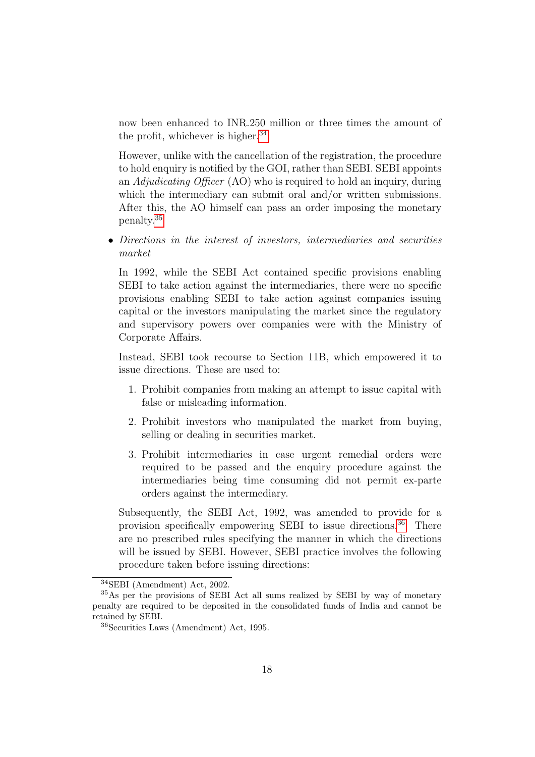now been enhanced to INR.250 million or three times the amount of the profit, whichever is higher.[34]

However, unlike with the cancellation of the registration, the procedure to hold enquiry is notified by the GOI, rather than SEBI. SEBI appoints an *Adjudicating Officer* (AO) who is required to hold an inquiry, during which the intermediary can submit oral and/or written submissions. After this, the AO himself can pass an order imposing the monetary penalty.[35]

- *Directions in the interest of investors, intermediaries and securities market*

  In 1992, while the SEBI Act contained specific provisions enabling SEBI to take action against the intermediaries, there were no specific provisions enabling SEBI to take action against companies issuing capital or the investors manipulating the market since the regulatory and supervisory powers over companies were with the Ministry of Corporate Affairs.

  Instead, SEBI took recourse to Section 11B, which empowered it to issue directions. These are used to:

  1. Prohibit companies from making an attempt to issue capital with false or misleading information.
  2. Prohibit investors who manipulated the market from buying, selling or dealing in securities market.
  3. Prohibit intermediaries in case urgent remedial orders were required to be passed and the enquiry procedure against the intermediaries being time consuming did not permit ex-parte orders against the intermediary.

  Subsequently, the SEBI Act, 1992, was amended to provide for a provision specifically empowering SEBI to issue directions.[36] There are no prescribed rules specifying the manner in which the directions will be issued by SEBI. However, SEBI practice involves the following procedure taken before issuing directions:

---

[34] SEBI (Amendment) Act, 2002.

[35] As per the provisions of SEBI Act all sums realized by SEBI by way of monetary penalty are required to be deposited in the consolidated funds of India and cannot be retained by SEBI.

[36] Securities Laws (Amendment) Act, 1995.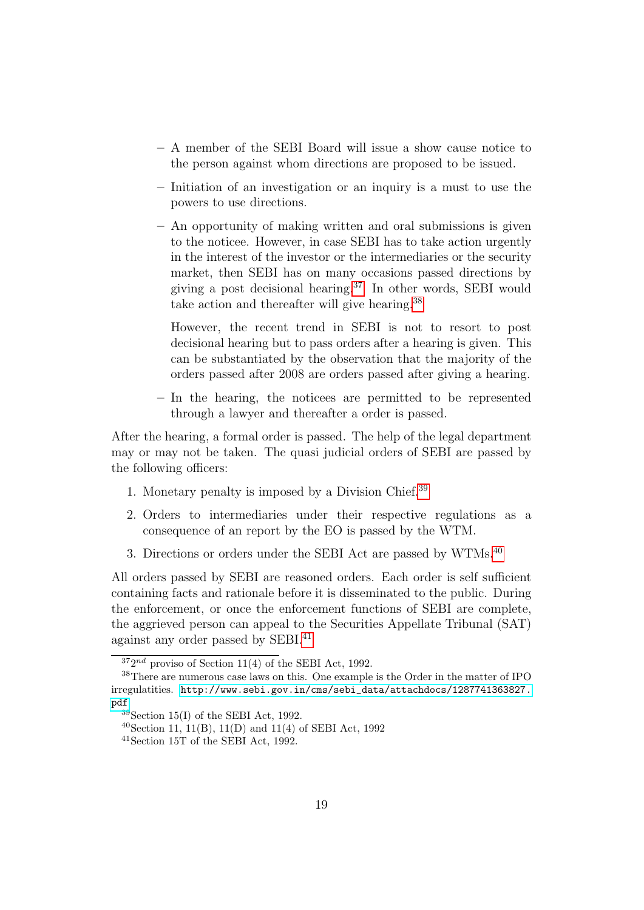- A member of the SEBI Board will issue a show cause notice to the person against whom directions are proposed to be issued.
- Initiation of an investigation or an inquiry is a must to use the powers to use directions.
- An opportunity of making written and oral submissions is given to the noticee. However, in case SEBI has to take action urgently in the interest of the investor or the intermediaries or the security market, then SEBI has on many occasions passed directions by giving a post decisional hearing.[37] In other words, SEBI would take action and thereafter will give hearing.[38]

  However, the recent trend in SEBI is not to resort to post decisional hearing but to pass orders after a hearing is given. This can be substantiated by the observation that the majority of the orders passed after 2008 are orders passed after giving a hearing.
- In the hearing, the noticees are permitted to be represented through a lawyer and thereafter a order is passed.

After the hearing, a formal order is passed. The help of the legal department may or may not be taken. The quasi judicial orders of SEBI are passed by the following officers:

1. Monetary penalty is imposed by a Division Chief.[39]
2. Orders to intermediaries under their respective regulations as a consequence of an report by the EO is passed by the WTM.
3. Directions or orders under the SEBI Act are passed by WTMs.[40]

All orders passed by SEBI are reasoned orders. Each order is self sufficient containing facts and rationale before it is disseminated to the public. During the enforcement, or once the enforcement functions of SEBI are complete, the aggrieved person can appeal to the Securities Appellate Tribunal (SAT) against any order passed by SEBI.[41]

---

[37] 2nd proviso of Section 11(4) of the SEBI Act, 1992.

[38] There are numerous case laws on this. One example is the Order in the matter of IPO irregulatities. http://www.sebi.gov.in/cms/sebi_data/attachdocs/1287741363827.pdf

[39] Section 15(I) of the SEBI Act, 1992.

[40] Section 11, 11(B), 11(D) and 11(4) of SEBI Act, 1992

[41] Section 15T of the SEBI Act, 1992.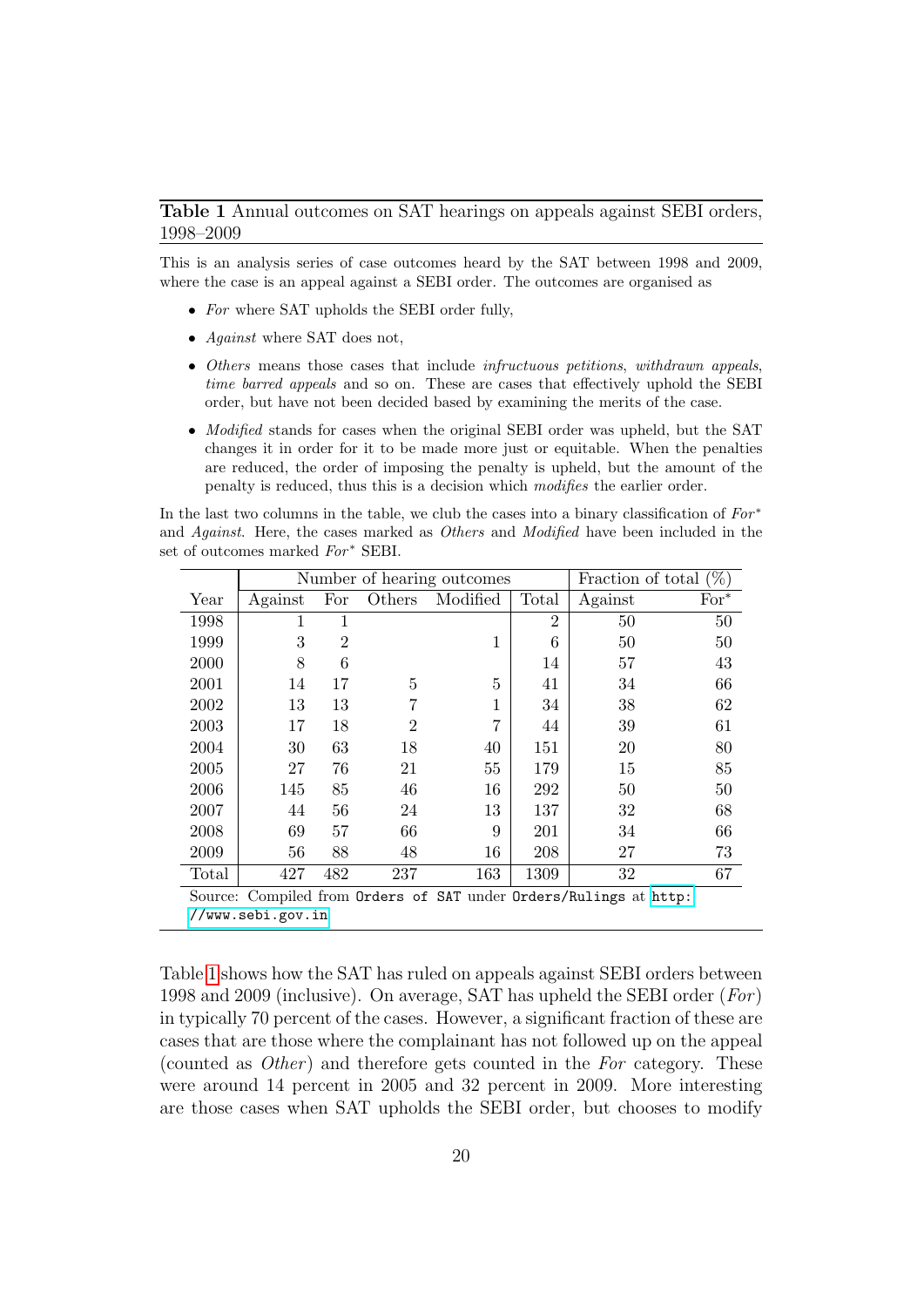**Table 1** Annual outcomes on SAT hearings on appeals against SEBI orders, 1998–2009

This is an analysis series of case outcomes heard by the SAT between 1998 and 2009, where the case is an appeal against a SEBI order. The outcomes are organised as

- *For* where SAT upholds the SEBI order fully,
- *Against* where SAT does not,
- *Others* means those cases that include *infructuous petitions*, *withdrawn appeals*, *time barred appeals* and so on. These are cases that effectively uphold the SEBI order, but have not been decided based by examining the merits of the case.
- *Modified* stands for cases when the original SEBI order was upheld, but the SAT changes it in order for it to be made more just or equitable. When the penalties are reduced, the order of imposing the penalty is upheld, but the amount of the penalty is reduced, thus this is a decision which *modifies* the earlier order.

In the last two columns in the table, we club the cases into a binary classification of *For*$^*$ and *Against*. Here, the cases marked as *Others* and *Modified* have been included in the set of outcomes marked *For*$^*$ SEBI.

| | Number of hearing outcomes | | | | | Fraction of total (%) | |
|---|---|---|---|---|---|---|---|
| Year | Against | For | Others | Modified | Total | Against | For$^*$ |
| 1998 | 1 | 1 | | | 2 | 50 | 50 |
| 1999 | 3 | 2 | | 1 | 6 | 50 | 50 |
| 2000 | 8 | 6 | | | 14 | 57 | 43 |
| 2001 | 14 | 17 | 5 | 5 | 41 | 34 | 66 |
| 2002 | 13 | 13 | 7 | 1 | 34 | 38 | 62 |
| 2003 | 17 | 18 | 2 | 7 | 44 | 39 | 61 |
| 2004 | 30 | 63 | 18 | 40 | 151 | 20 | 80 |
| 2005 | 27 | 76 | 21 | 55 | 179 | 15 | 85 |
| 2006 | 145 | 85 | 46 | 16 | 292 | 50 | 50 |
| 2007 | 44 | 56 | 24 | 13 | 137 | 32 | 68 |
| 2008 | 69 | 57 | 66 | 9 | 201 | 34 | 66 |
| 2009 | 56 | 88 | 48 | 16 | 208 | 27 | 73 |
| Total | 427 | 482 | 237 | 163 | 1309 | 32 | 67 |

Source: Compiled from `Orders of SAT` under `Orders/Rulings` at `http://www.sebi.gov.in`

Table 1 shows how the SAT has ruled on appeals against SEBI orders between 1998 and 2009 (inclusive). On average, SAT has upheld the SEBI order (*For*) in typically 70 percent of the cases. However, a significant fraction of these are cases that are those where the complainant has not followed up on the appeal (counted as *Other*) and therefore gets counted in the *For* category. These were around 14 percent in 2005 and 32 percent in 2009. More interesting are those cases when SAT upholds the SEBI order, but chooses to modify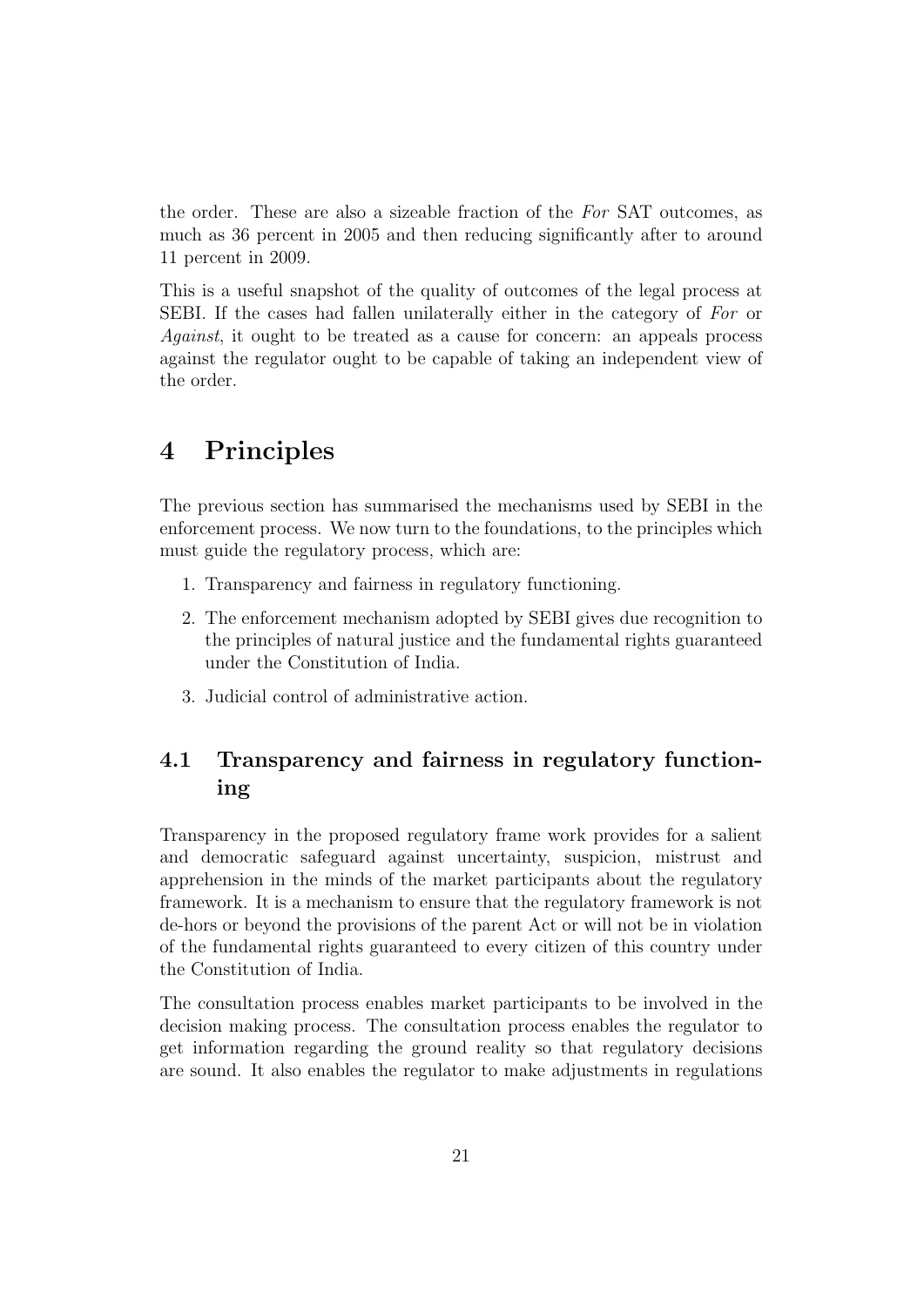the order. These are also a sizeable fraction of the *For* SAT outcomes, as much as 36 percent in 2005 and then reducing significantly after to around 11 percent in 2009.

This is a useful snapshot of the quality of outcomes of the legal process at SEBI. If the cases had fallen unilaterally either in the category of *For* or *Against*, it ought to be treated as a cause for concern: an appeals process against the regulator ought to be capable of taking an independent view of the order.

# 4 Principles

The previous section has summarised the mechanisms used by SEBI in the enforcement process. We now turn to the foundations, to the principles which must guide the regulatory process, which are:

1. Transparency and fairness in regulatory functioning.
2. The enforcement mechanism adopted by SEBI gives due recognition to the principles of natural justice and the fundamental rights guaranteed under the Constitution of India.
3. Judicial control of administrative action.

## 4.1 Transparency and fairness in regulatory functioning

Transparency in the proposed regulatory frame work provides for a salient and democratic safeguard against uncertainty, suspicion, mistrust and apprehension in the minds of the market participants about the regulatory framework. It is a mechanism to ensure that the regulatory framework is not de-hors or beyond the provisions of the parent Act or will not be in violation of the fundamental rights guaranteed to every citizen of this country under the Constitution of India.

The consultation process enables market participants to be involved in the decision making process. The consultation process enables the regulator to get information regarding the ground reality so that regulatory decisions are sound. It also enables the regulator to make adjustments in regulations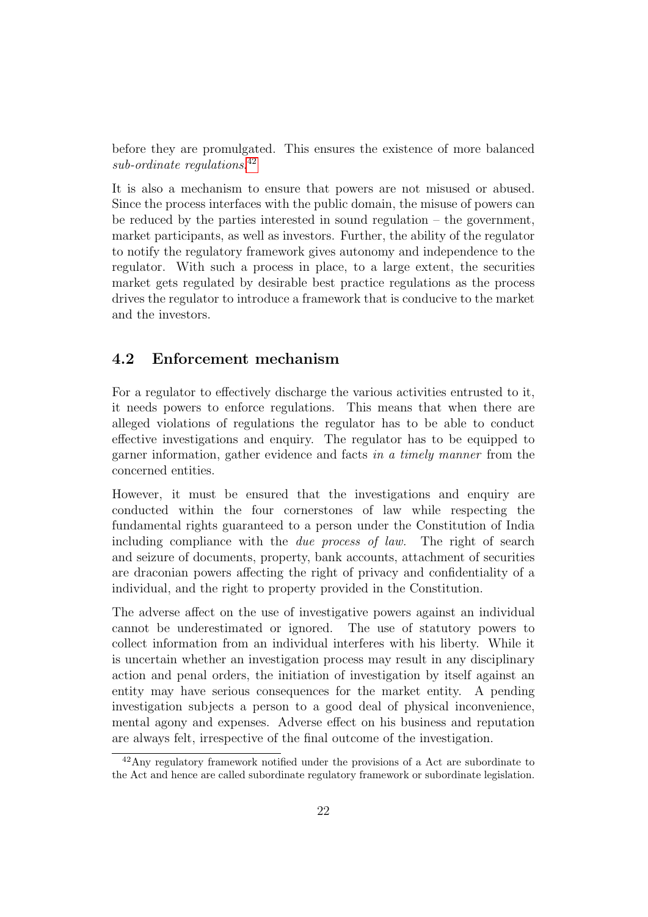before they are promulgated. This ensures the existence of more balanced *sub-ordinate regulations*.[42]

It is also a mechanism to ensure that powers are not misused or abused. Since the process interfaces with the public domain, the misuse of powers can be reduced by the parties interested in sound regulation – the government, market participants, as well as investors. Further, the ability of the regulator to notify the regulatory framework gives autonomy and independence to the regulator. With such a process in place, to a large extent, the securities market gets regulated by desirable best practice regulations as the process drives the regulator to introduce a framework that is conducive to the market and the investors.

## 4.2 Enforcement mechanism

For a regulator to effectively discharge the various activities entrusted to it, it needs powers to enforce regulations. This means that when there are alleged violations of regulations the regulator has to be able to conduct effective investigations and enquiry. The regulator has to be equipped to garner information, gather evidence and facts *in a timely manner* from the concerned entities.

However, it must be ensured that the investigations and enquiry are conducted within the four cornerstones of law while respecting the fundamental rights guaranteed to a person under the Constitution of India including compliance with the *due process of law.* The right of search and seizure of documents, property, bank accounts, attachment of securities are draconian powers affecting the right of privacy and confidentiality of a individual, and the right to property provided in the Constitution.

The adverse affect on the use of investigative powers against an individual cannot be underestimated or ignored. The use of statutory powers to collect information from an individual interferes with his liberty. While it is uncertain whether an investigation process may result in any disciplinary action and penal orders, the initiation of investigation by itself against an entity may have serious consequences for the market entity. A pending investigation subjects a person to a good deal of physical inconvenience, mental agony and expenses. Adverse effect on his business and reputation are always felt, irrespective of the final outcome of the investigation.

[42] Any regulatory framework notified under the provisions of a Act are subordinate to the Act and hence are called subordinate regulatory framework or subordinate legislation.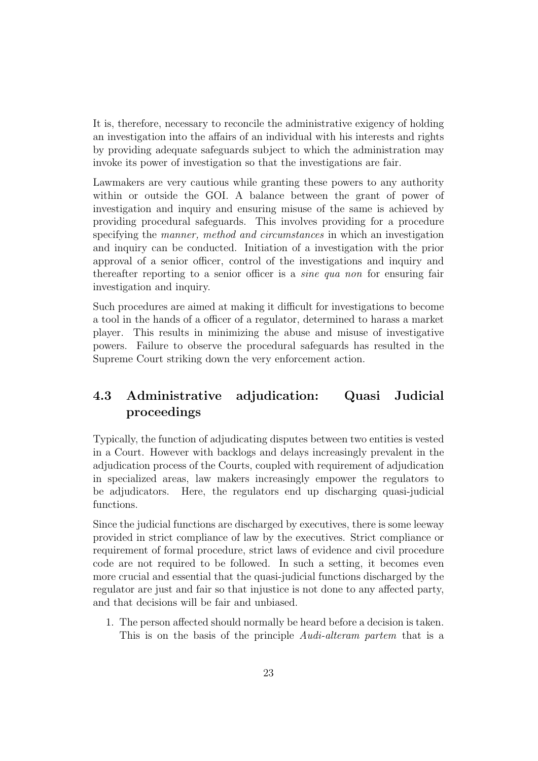It is, therefore, necessary to reconcile the administrative exigency of holding an investigation into the affairs of an individual with his interests and rights by providing adequate safeguards subject to which the administration may invoke its power of investigation so that the investigations are fair.

Lawmakers are very cautious while granting these powers to any authority within or outside the GOI. A balance between the grant of power of investigation and inquiry and ensuring misuse of the same is achieved by providing procedural safeguards. This involves providing for a procedure specifying the *manner, method and circumstances* in which an investigation and inquiry can be conducted. Initiation of a investigation with the prior approval of a senior officer, control of the investigations and inquiry and thereafter reporting to a senior officer is a *sine qua non* for ensuring fair investigation and inquiry.

Such procedures are aimed at making it difficult for investigations to become a tool in the hands of a officer of a regulator, determined to harass a market player. This results in minimizing the abuse and misuse of investigative powers. Failure to observe the procedural safeguards has resulted in the Supreme Court striking down the very enforcement action.

## 4.3 Administrative adjudication: Quasi Judicial proceedings

Typically, the function of adjudicating disputes between two entities is vested in a Court. However with backlogs and delays increasingly prevalent in the adjudication process of the Courts, coupled with requirement of adjudication in specialized areas, law makers increasingly empower the regulators to be adjudicators. Here, the regulators end up discharging quasi-judicial functions.

Since the judicial functions are discharged by executives, there is some leeway provided in strict compliance of law by the executives. Strict compliance or requirement of formal procedure, strict laws of evidence and civil procedure code are not required to be followed. In such a setting, it becomes even more crucial and essential that the quasi-judicial functions discharged by the regulator are just and fair so that injustice is not done to any affected party, and that decisions will be fair and unbiased.

1. The person affected should normally be heard before a decision is taken. This is on the basis of the principle *Audi-alteram partem* that is a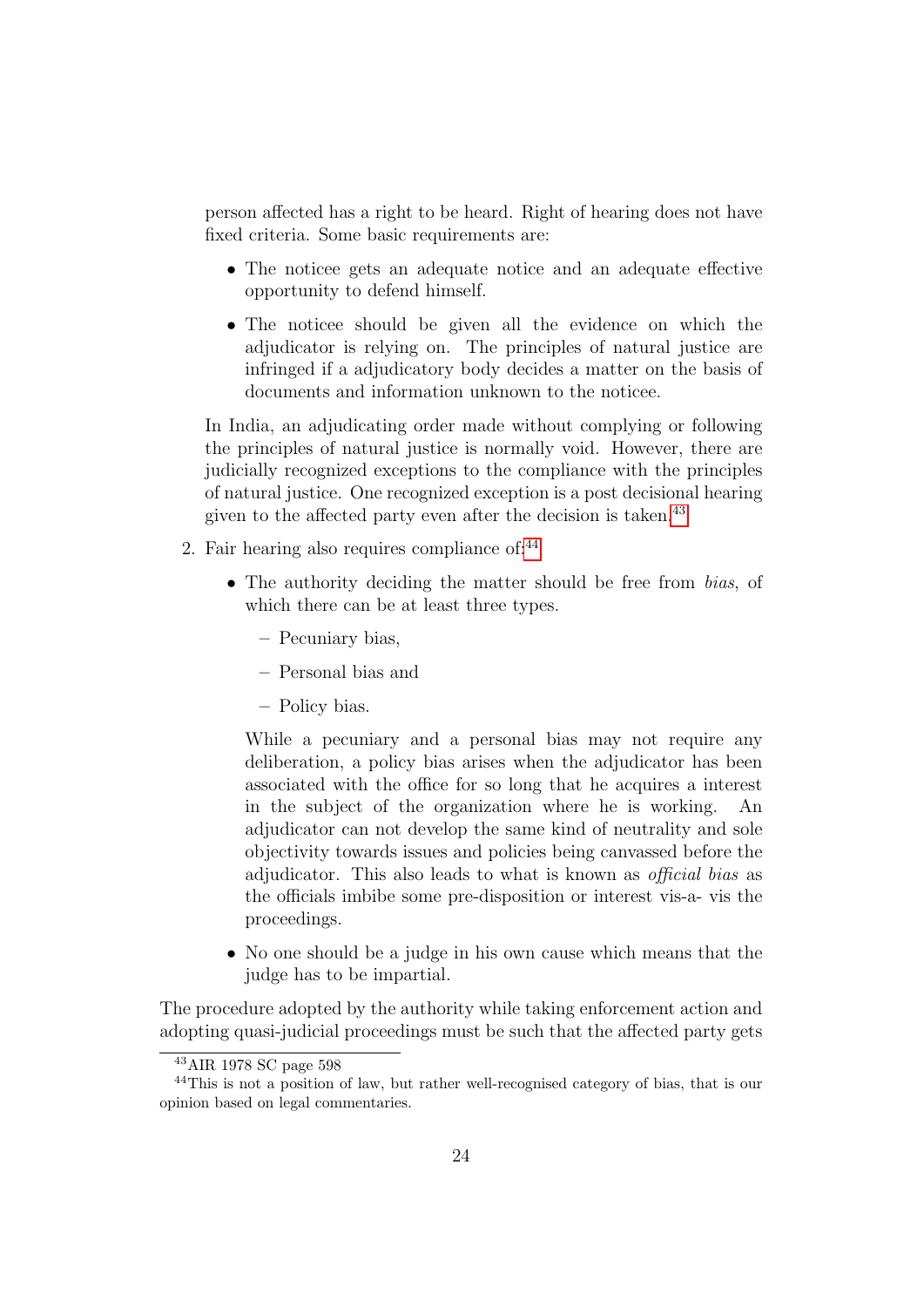person affected has a right to be heard. Right of hearing does not have fixed criteria. Some basic requirements are:

- The noticee gets an adequate notice and an adequate effective opportunity to defend himself.
- The noticee should be given all the evidence on which the adjudicator is relying on. The principles of natural justice are infringed if a adjudicatory body decides a matter on the basis of documents and information unknown to the noticee.

In India, an adjudicating order made without complying or following the principles of natural justice is normally void. However, there are judicially recognized exceptions to the compliance with the principles of natural justice. One recognized exception is a post decisional hearing given to the affected party even after the decision is taken.[43]

2. Fair hearing also requires compliance of:[44]

   - The authority deciding the matter should be free from *bias*, of which there can be at least three types.
     - Pecuniary bias,
     - Personal bias and
     - Policy bias.

     While a pecuniary and a personal bias may not require any deliberation, a policy bias arises when the adjudicator has been associated with the office for so long that he acquires a interest in the subject of the organization where he is working. An adjudicator can not develop the same kind of neutrality and sole objectivity towards issues and policies being canvassed before the adjudicator. This also leads to what is known as *official bias* as the officials imbibe some pre-disposition or interest vis-a- vis the proceedings.

   - No one should be a judge in his own cause which means that the judge has to be impartial.

The procedure adopted by the authority while taking enforcement action and adopting quasi-judicial proceedings must be such that the affected party gets

[43] AIR 1978 SC page 598

[44] This is not a position of law, but rather well-recognised category of bias, that is our opinion based on legal commentaries.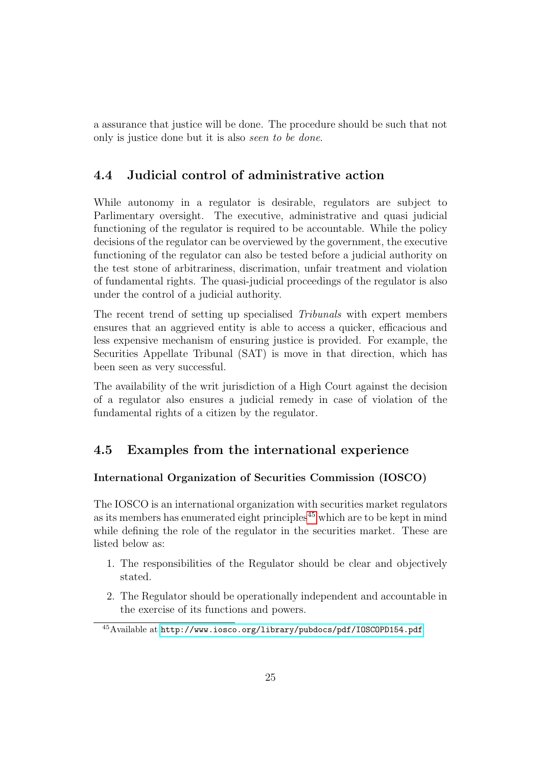a assurance that justice will be done. The procedure should be such that not only is justice done but it is also *seen to be done*.

## 4.4 Judicial control of administrative action

While autonomy in a regulator is desirable, regulators are subject to Parlimentary oversight. The executive, administrative and quasi judicial functioning of the regulator is required to be accountable. While the policy decisions of the regulator can be overviewed by the government, the executive functioning of the regulator can also be tested before a judicial authority on the test stone of arbitrariness, discrimation, unfair treatment and violation of fundamental rights. The quasi-judicial proceedings of the regulator is also under the control of a judicial authority.

The recent trend of setting up specialised *Tribunals* with expert members ensures that an aggrieved entity is able to access a quicker, efficacious and less expensive mechanism of ensuring justice is provided. For example, the Securities Appellate Tribunal (SAT) is move in that direction, which has been seen as very successful.

The availability of the writ jurisdiction of a High Court against the decision of a regulator also ensures a judicial remedy in case of violation of the fundamental rights of a citizen by the regulator.

## 4.5 Examples from the international experience

### International Organization of Securities Commission (IOSCO)

The IOSCO is an international organization with securities market regulators as its members has enumerated eight principles[45] which are to be kept in mind while defining the role of the regulator in the securities market. These are listed below as:

1. The responsibilities of the Regulator should be clear and objectively stated.
2. The Regulator should be operationally independent and accountable in the exercise of its functions and powers.

[45] Available at http://www.iosco.org/library/pubdocs/pdf/IOSCOPD154.pdf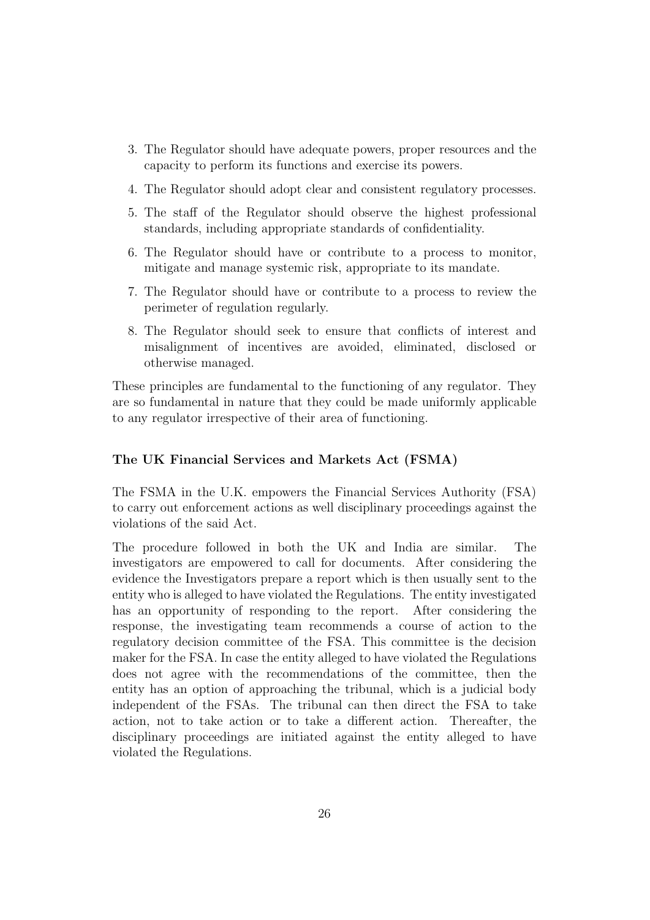3. The Regulator should have adequate powers, proper resources and the capacity to perform its functions and exercise its powers.
4. The Regulator should adopt clear and consistent regulatory processes.
5. The staff of the Regulator should observe the highest professional standards, including appropriate standards of confidentiality.
6. The Regulator should have or contribute to a process to monitor, mitigate and manage systemic risk, appropriate to its mandate.
7. The Regulator should have or contribute to a process to review the perimeter of regulation regularly.
8. The Regulator should seek to ensure that conflicts of interest and misalignment of incentives are avoided, eliminated, disclosed or otherwise managed.

These principles are fundamental to the functioning of any regulator. They are so fundamental in nature that they could be made uniformly applicable to any regulator irrespective of their area of functioning.

### The UK Financial Services and Markets Act (FSMA)

The FSMA in the U.K. empowers the Financial Services Authority (FSA) to carry out enforcement actions as well disciplinary proceedings against the violations of the said Act.

The procedure followed in both the UK and India are similar. The investigators are empowered to call for documents. After considering the evidence the Investigators prepare a report which is then usually sent to the entity who is alleged to have violated the Regulations. The entity investigated has an opportunity of responding to the report. After considering the response, the investigating team recommends a course of action to the regulatory decision committee of the FSA. This committee is the decision maker for the FSA. In case the entity alleged to have violated the Regulations does not agree with the recommendations of the committee, then the entity has an option of approaching the tribunal, which is a judicial body independent of the FSAs. The tribunal can then direct the FSA to take action, not to take action or to take a different action. Thereafter, the disciplinary proceedings are initiated against the entity alleged to have violated the Regulations.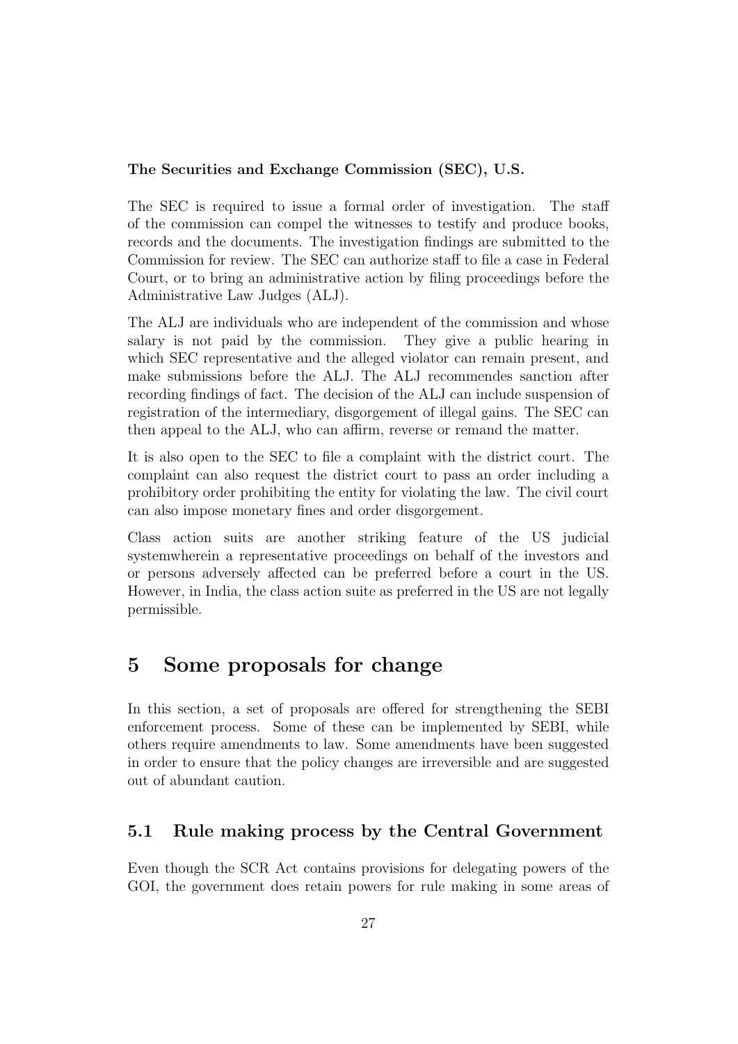**The Securities and Exchange Commission (SEC), U.S.**

The SEC is required to issue a formal order of investigation. The staff of the commission can compel the witnesses to testify and produce books, records and the documents. The investigation findings are submitted to the Commission for review. The SEC can authorize staff to file a case in Federal Court, or to bring an administrative action by filing proceedings before the Administrative Law Judges (ALJ).

The ALJ are individuals who are independent of the commission and whose salary is not paid by the commission. They give a public hearing in which SEC representative and the alleged violator can remain present, and make submissions before the ALJ. The ALJ recommendes sanction after recording findings of fact. The decision of the ALJ can include suspension of registration of the intermediary, disgorgement of illegal gains. The SEC can then appeal to the ALJ, who can affirm, reverse or remand the matter.

It is also open to the SEC to file a complaint with the district court. The complaint can also request the district court to pass an order including a prohibitory order prohibiting the entity for violating the law. The civil court can also impose monetary fines and order disgorgement.

Class action suits are another striking feature of the US judicial systemwherein a representative proceedings on behalf of the investors and or persons adversely affected can be preferred before a court in the US. However, in India, the class action suite as preferred in the US are not legally permissible.

# 5 Some proposals for change

In this section, a set of proposals are offered for strengthening the SEBI enforcement process. Some of these can be implemented by SEBI, while others require amendments to law. Some amendments have been suggested in order to ensure that the policy changes are irreversible and are suggested out of abundant caution.

## 5.1 Rule making process by the Central Government

Even though the SCR Act contains provisions for delegating powers of the GOI, the government does retain powers for rule making in some areas of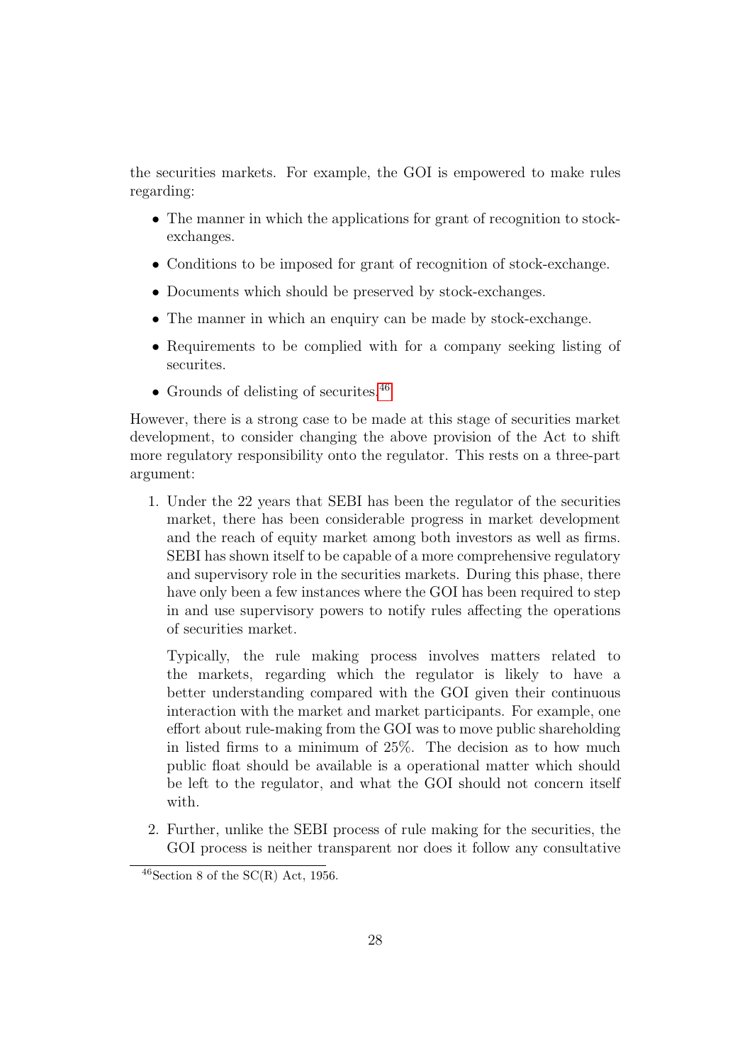the securities markets. For example, the GOI is empowered to make rules regarding:

- The manner in which the applications for grant of recognition to stock-exchanges.
- Conditions to be imposed for grant of recognition of stock-exchange.
- Documents which should be preserved by stock-exchanges.
- The manner in which an enquiry can be made by stock-exchange.
- Requirements to be complied with for a company seeking listing of securites.
- Grounds of delisting of securites.[46]

However, there is a strong case to be made at this stage of securities market development, to consider changing the above provision of the Act to shift more regulatory responsibility onto the regulator. This rests on a three-part argument:

1. Under the 22 years that SEBI has been the regulator of the securities market, there has been considerable progress in market development and the reach of equity market among both investors as well as firms. SEBI has shown itself to be capable of a more comprehensive regulatory and supervisory role in the securities markets. During this phase, there have only been a few instances where the GOI has been required to step in and use supervisory powers to notify rules affecting the operations of securities market.

   Typically, the rule making process involves matters related to the markets, regarding which the regulator is likely to have a better understanding compared with the GOI given their continuous interaction with the market and market participants. For example, one effort about rule-making from the GOI was to move public shareholding in listed firms to a minimum of 25%. The decision as to how much public float should be available is a operational matter which should be left to the regulator, and what the GOI should not concern itself with.

2. Further, unlike the SEBI process of rule making for the securities, the GOI process is neither transparent nor does it follow any consultative

[46] Section 8 of the SC(R) Act, 1956.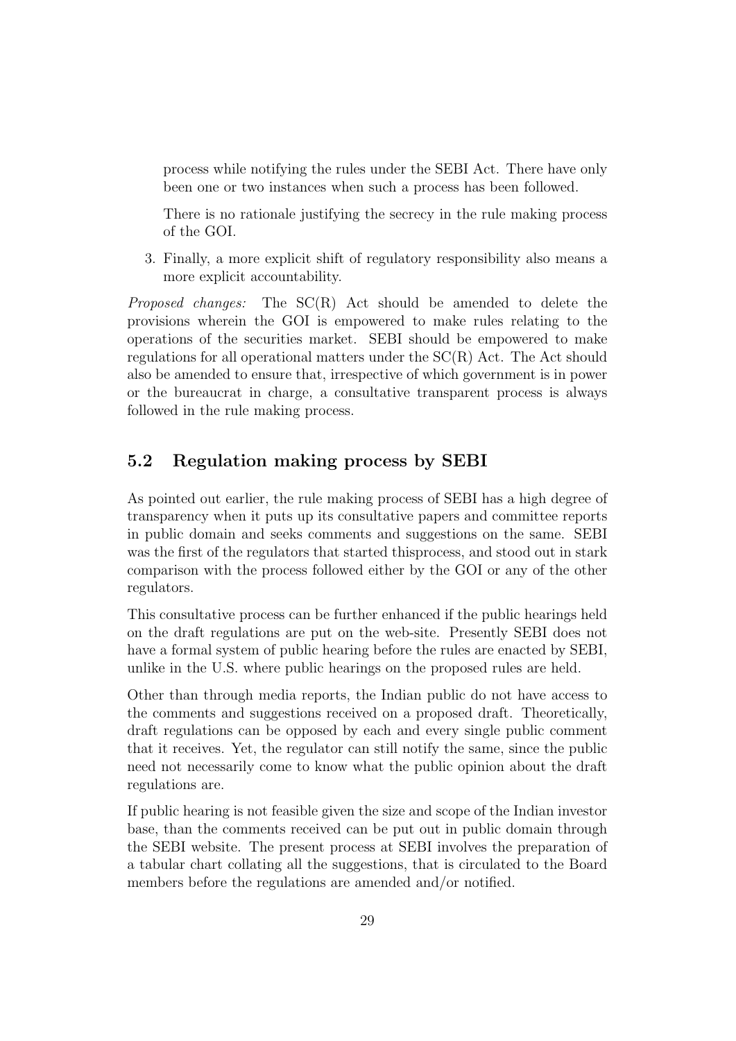process while notifying the rules under the SEBI Act. There have only been one or two instances when such a process has been followed.

There is no rationale justifying the secrecy in the rule making process of the GOI.

3. Finally, a more explicit shift of regulatory responsibility also means a more explicit accountability.

*Proposed changes:* The SC(R) Act should be amended to delete the provisions wherein the GOI is empowered to make rules relating to the operations of the securities market. SEBI should be empowered to make regulations for all operational matters under the SC(R) Act. The Act should also be amended to ensure that, irrespective of which government is in power or the bureaucrat in charge, a consultative transparent process is always followed in the rule making process.

## 5.2 Regulation making process by SEBI

As pointed out earlier, the rule making process of SEBI has a high degree of transparency when it puts up its consultative papers and committee reports in public domain and seeks comments and suggestions on the same. SEBI was the first of the regulators that started thisprocess, and stood out in stark comparison with the process followed either by the GOI or any of the other regulators.

This consultative process can be further enhanced if the public hearings held on the draft regulations are put on the web-site. Presently SEBI does not have a formal system of public hearing before the rules are enacted by SEBI, unlike in the U.S. where public hearings on the proposed rules are held.

Other than through media reports, the Indian public do not have access to the comments and suggestions received on a proposed draft. Theoretically, draft regulations can be opposed by each and every single public comment that it receives. Yet, the regulator can still notify the same, since the public need not necessarily come to know what the public opinion about the draft regulations are.

If public hearing is not feasible given the size and scope of the Indian investor base, than the comments received can be put out in public domain through the SEBI website. The present process at SEBI involves the preparation of a tabular chart collating all the suggestions, that is circulated to the Board members before the regulations are amended and/or notified.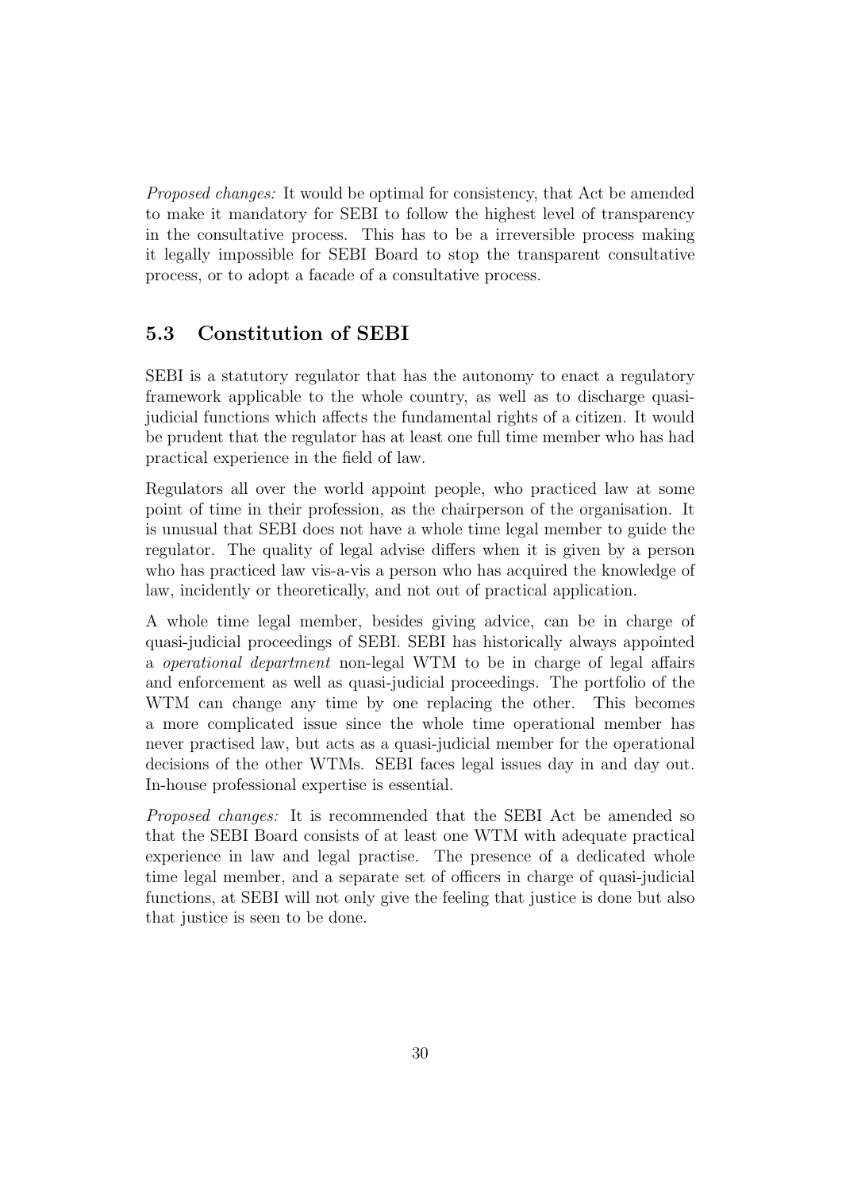*Proposed changes:* It would be optimal for consistency, that Act be amended to make it mandatory for SEBI to follow the highest level of transparency in the consultative process. This has to be a irreversible process making it legally impossible for SEBI Board to stop the transparent consultative process, or to adopt a facade of a consultative process.

## 5.3 Constitution of SEBI

SEBI is a statutory regulator that has the autonomy to enact a regulatory framework applicable to the whole country, as well as to discharge quasi-judicial functions which affects the fundamental rights of a citizen. It would be prudent that the regulator has at least one full time member who has had practical experience in the field of law.

Regulators all over the world appoint people, who practiced law at some point of time in their profession, as the chairperson of the organisation. It is unusual that SEBI does not have a whole time legal member to guide the regulator. The quality of legal advise differs when it is given by a person who has practiced law vis-a-vis a person who has acquired the knowledge of law, incidently or theoretically, and not out of practical application.

A whole time legal member, besides giving advice, can be in charge of quasi-judicial proceedings of SEBI. SEBI has historically always appointed a *operational department* non-legal WTM to be in charge of legal affairs and enforcement as well as quasi-judicial proceedings. The portfolio of the WTM can change any time by one replacing the other. This becomes a more complicated issue since the whole time operational member has never practised law, but acts as a quasi-judicial member for the operational decisions of the other WTMs. SEBI faces legal issues day in and day out. In-house professional expertise is essential.

*Proposed changes:* It is recommended that the SEBI Act be amended so that the SEBI Board consists of at least one WTM with adequate practical experience in law and legal practise. The presence of a dedicated whole time legal member, and a separate set of officers in charge of quasi-judicial functions, at SEBI will not only give the feeling that justice is done but also that justice is seen to be done.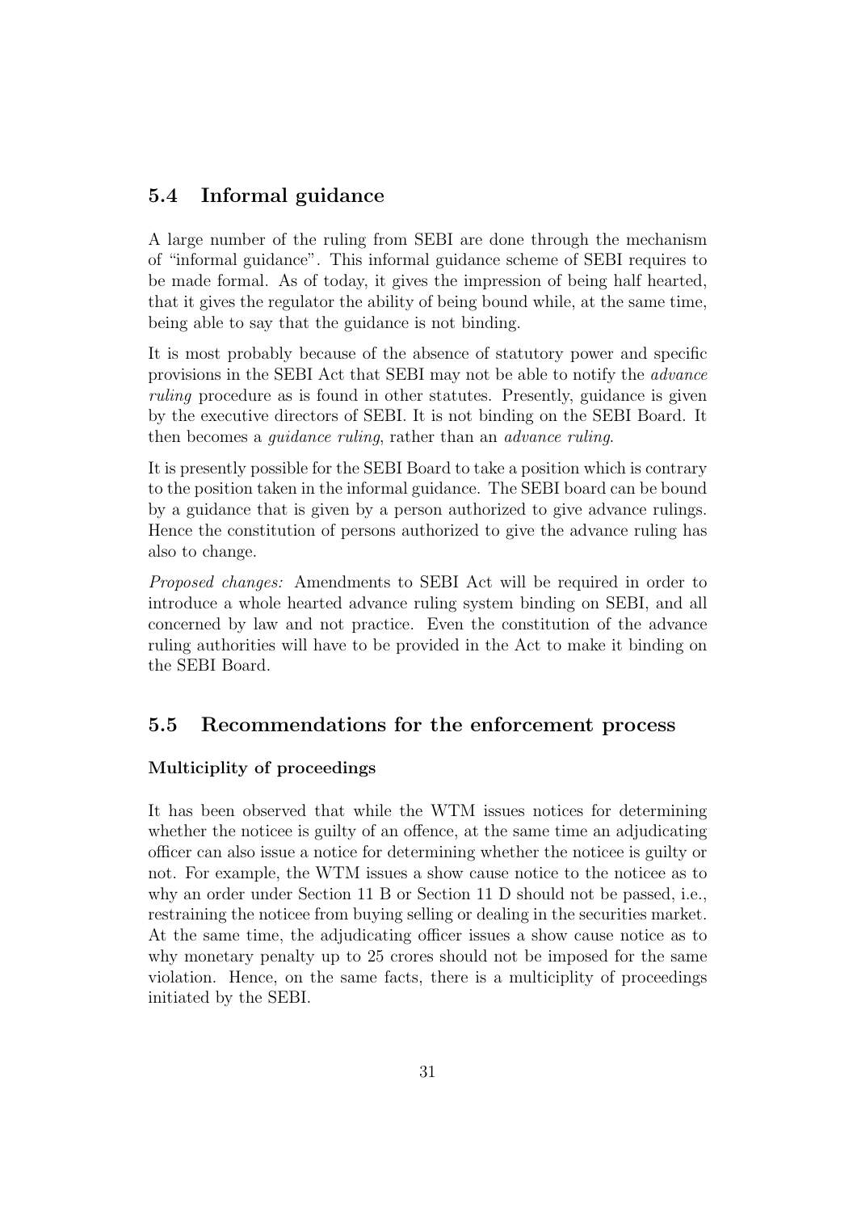## 5.4 Informal guidance

A large number of the ruling from SEBI are done through the mechanism of "informal guidance". This informal guidance scheme of SEBI requires to be made formal. As of today, it gives the impression of being half hearted, that it gives the regulator the ability of being bound while, at the same time, being able to say that the guidance is not binding.

It is most probably because of the absence of statutory power and specific provisions in the SEBI Act that SEBI may not be able to notify the *advance ruling* procedure as is found in other statutes. Presently, guidance is given by the executive directors of SEBI. It is not binding on the SEBI Board. It then becomes a *guidance ruling*, rather than an *advance ruling*.

It is presently possible for the SEBI Board to take a position which is contrary to the position taken in the informal guidance. The SEBI board can be bound by a guidance that is given by a person authorized to give advance rulings. Hence the constitution of persons authorized to give the advance ruling has also to change.

*Proposed changes:* Amendments to SEBI Act will be required in order to introduce a whole hearted advance ruling system binding on SEBI, and all concerned by law and not practice. Even the constitution of the advance ruling authorities will have to be provided in the Act to make it binding on the SEBI Board.

## 5.5 Recommendations for the enforcement process

### Multiciplity of proceedings

It has been observed that while the WTM issues notices for determining whether the noticee is guilty of an offence, at the same time an adjudicating officer can also issue a notice for determining whether the noticee is guilty or not. For example, the WTM issues a show cause notice to the noticee as to why an order under Section 11 B or Section 11 D should not be passed, i.e., restraining the noticee from buying selling or dealing in the securities market. At the same time, the adjudicating officer issues a show cause notice as to why monetary penalty up to 25 crores should not be imposed for the same violation. Hence, on the same facts, there is a multiciplity of proceedings initiated by the SEBI.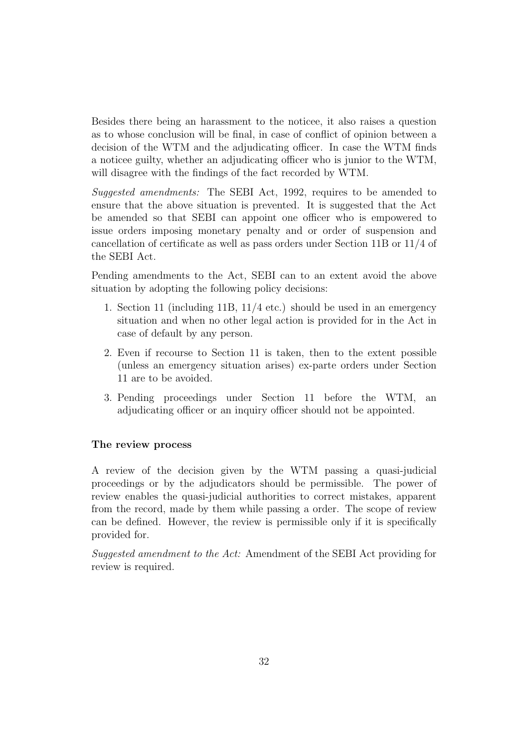Besides there being an harassment to the noticee, it also raises a question as to whose conclusion will be final, in case of conflict of opinion between a decision of the WTM and the adjudicating officer. In case the WTM finds a noticee guilty, whether an adjudicating officer who is junior to the WTM, will disagree with the findings of the fact recorded by WTM.

*Suggested amendments:* The SEBI Act, 1992, requires to be amended to ensure that the above situation is prevented. It is suggested that the Act be amended so that SEBI can appoint one officer who is empowered to issue orders imposing monetary penalty and or order of suspension and cancellation of certificate as well as pass orders under Section 11B or 11/4 of the SEBI Act.

Pending amendments to the Act, SEBI can to an extent avoid the above situation by adopting the following policy decisions:

1. Section 11 (including 11B, 11/4 etc.) should be used in an emergency situation and when no other legal action is provided for in the Act in case of default by any person.
2. Even if recourse to Section 11 is taken, then to the extent possible (unless an emergency situation arises) ex-parte orders under Section 11 are to be avoided.
3. Pending proceedings under Section 11 before the WTM, an adjudicating officer or an inquiry officer should not be appointed.

### The review process

A review of the decision given by the WTM passing a quasi-judicial proceedings or by the adjudicators should be permissible. The power of review enables the quasi-judicial authorities to correct mistakes, apparent from the record, made by them while passing a order. The scope of review can be defined. However, the review is permissible only if it is specifically provided for.

*Suggested amendment to the Act:* Amendment of the SEBI Act providing for review is required.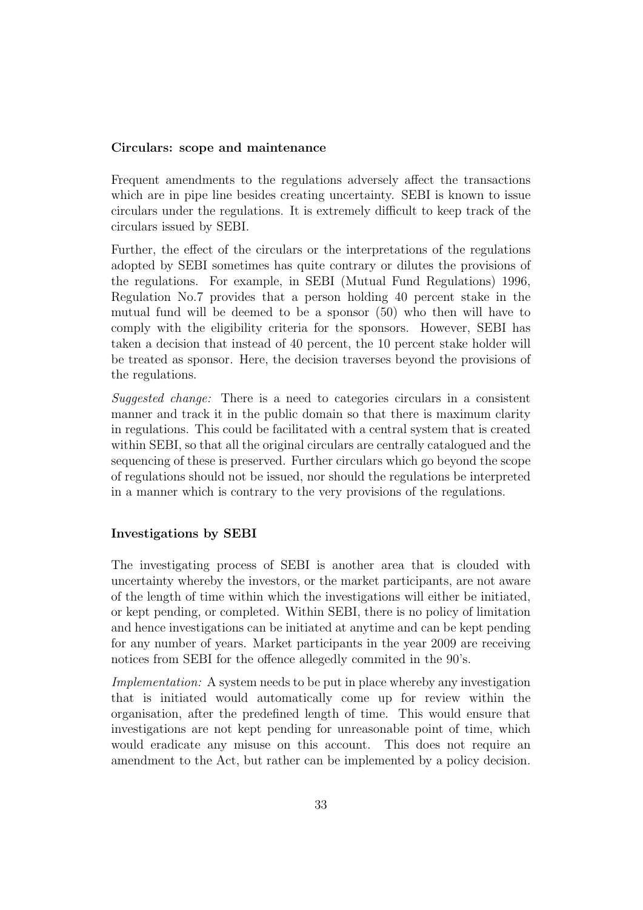### Circulars: scope and maintenance

Frequent amendments to the regulations adversely affect the transactions which are in pipe line besides creating uncertainty. SEBI is known to issue circulars under the regulations. It is extremely difficult to keep track of the circulars issued by SEBI.

Further, the effect of the circulars or the interpretations of the regulations adopted by SEBI sometimes has quite contrary or dilutes the provisions of the regulations. For example, in SEBI (Mutual Fund Regulations) 1996, Regulation No.7 provides that a person holding 40 percent stake in the mutual fund will be deemed to be a sponsor (50) who then will have to comply with the eligibility criteria for the sponsors. However, SEBI has taken a decision that instead of 40 percent, the 10 percent stake holder will be treated as sponsor. Here, the decision traverses beyond the provisions of the regulations.

*Suggested change:* There is a need to categories circulars in a consistent manner and track it in the public domain so that there is maximum clarity in regulations. This could be facilitated with a central system that is created within SEBI, so that all the original circulars are centrally catalogued and the sequencing of these is preserved. Further circulars which go beyond the scope of regulations should not be issued, nor should the regulations be interpreted in a manner which is contrary to the very provisions of the regulations.

### Investigations by SEBI

The investigating process of SEBI is another area that is clouded with uncertainty whereby the investors, or the market participants, are not aware of the length of time within which the investigations will either be initiated, or kept pending, or completed. Within SEBI, there is no policy of limitation and hence investigations can be initiated at anytime and can be kept pending for any number of years. Market participants in the year 2009 are receiving notices from SEBI for the offence allegedly commited in the 90's.

*Implementation:* A system needs to be put in place whereby any investigation that is initiated would automatically come up for review within the organisation, after the predefined length of time. This would ensure that investigations are not kept pending for unreasonable point of time, which would eradicate any misuse on this account. This does not require an amendment to the Act, but rather can be implemented by a policy decision.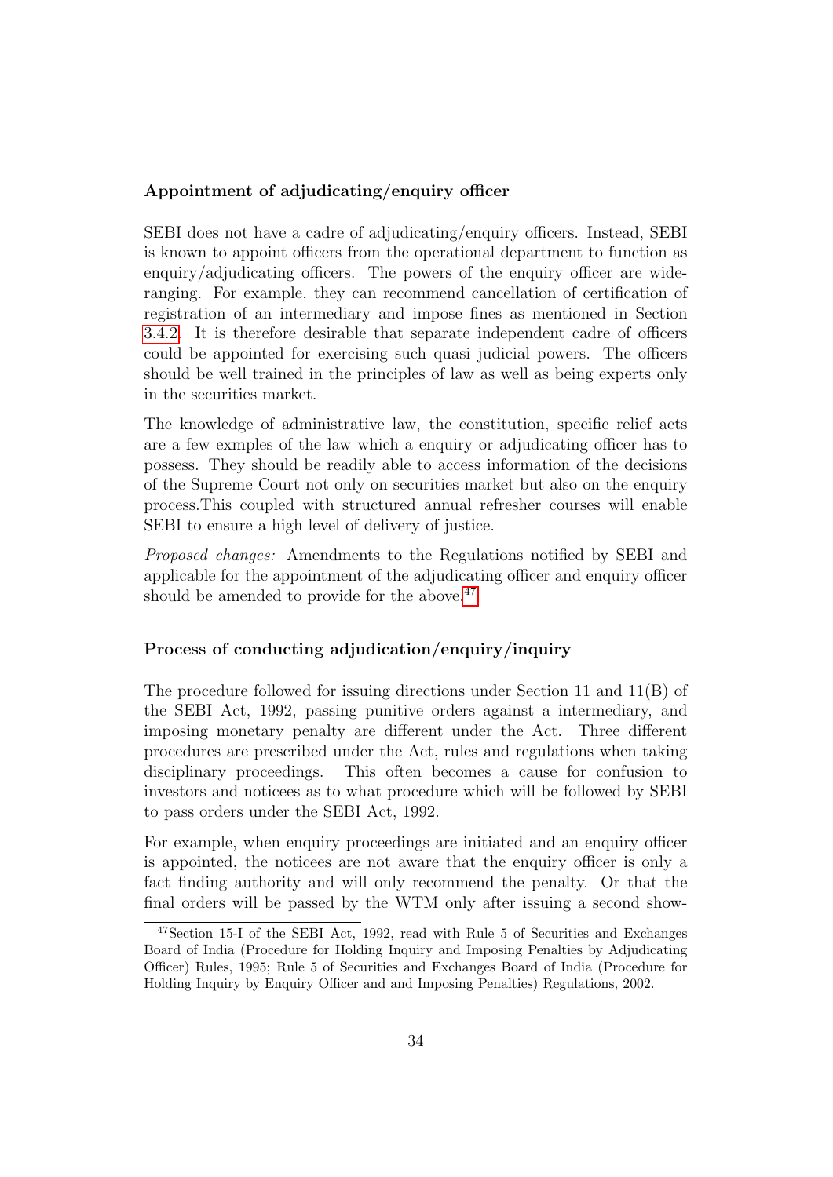### Appointment of adjudicating/enquiry officer

SEBI does not have a cadre of adjudicating/enquiry officers. Instead, SEBI is known to appoint officers from the operational department to function as enquiry/adjudicating officers. The powers of the enquiry officer are wide-ranging. For example, they can recommend cancellation of certification of registration of an intermediary and impose fines as mentioned in Section 3.4.2. It is therefore desirable that separate independent cadre of officers could be appointed for exercising such quasi judicial powers. The officers should be well trained in the principles of law as well as being experts only in the securities market.

The knowledge of administrative law, the constitution, specific relief acts are a few exmples of the law which a enquiry or adjudicating officer has to possess. They should be readily able to access information of the decisions of the Supreme Court not only on securities market but also on the enquiry process.This coupled with structured annual refresher courses will enable SEBI to ensure a high level of delivery of justice.

*Proposed changes:* Amendments to the Regulations notified by SEBI and applicable for the appointment of the adjudicating officer and enquiry officer should be amended to provide for the above.[47]

### Process of conducting adjudication/enquiry/inquiry

The procedure followed for issuing directions under Section 11 and 11(B) of the SEBI Act, 1992, passing punitive orders against a intermediary, and imposing monetary penalty are different under the Act. Three different procedures are prescribed under the Act, rules and regulations when taking disciplinary proceedings. This often becomes a cause for confusion to investors and noticees as to what procedure which will be followed by SEBI to pass orders under the SEBI Act, 1992.

For example, when enquiry proceedings are initiated and an enquiry officer is appointed, the noticees are not aware that the enquiry officer is only a fact finding authority and will only recommend the penalty. Or that the final orders will be passed by the WTM only after issuing a second show-

[47]Section 15-I of the SEBI Act, 1992, read with Rule 5 of Securities and Exchanges Board of India (Procedure for Holding Inquiry and Imposing Penalties by Adjudicating Officer) Rules, 1995; Rule 5 of Securities and Exchanges Board of India (Procedure for Holding Inquiry by Enquiry Officer and and Imposing Penalties) Regulations, 2002.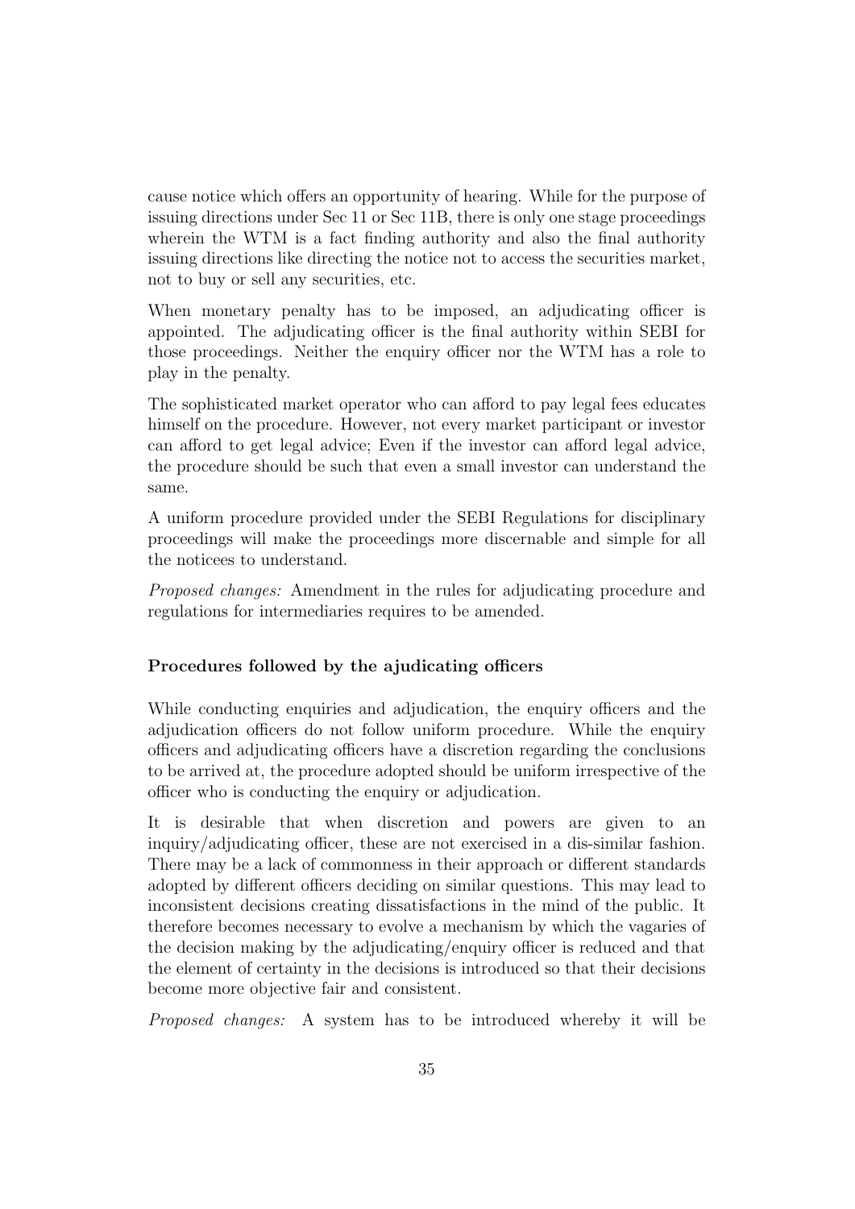cause notice which offers an opportunity of hearing. While for the purpose of issuing directions under Sec 11 or Sec 11B, there is only one stage proceedings wherein the WTM is a fact finding authority and also the final authority issuing directions like directing the notice not to access the securities market, not to buy or sell any securities, etc.

When monetary penalty has to be imposed, an adjudicating officer is appointed. The adjudicating officer is the final authority within SEBI for those proceedings. Neither the enquiry officer nor the WTM has a role to play in the penalty.

The sophisticated market operator who can afford to pay legal fees educates himself on the procedure. However, not every market participant or investor can afford to get legal advice; Even if the investor can afford legal advice, the procedure should be such that even a small investor can understand the same.

A uniform procedure provided under the SEBI Regulations for disciplinary proceedings will make the proceedings more discernable and simple for all the noticees to understand.

*Proposed changes:* Amendment in the rules for adjudicating procedure and regulations for intermediaries requires to be amended.

### Procedures followed by the ajudicating officers

While conducting enquiries and adjudication, the enquiry officers and the adjudication officers do not follow uniform procedure. While the enquiry officers and adjudicating officers have a discretion regarding the conclusions to be arrived at, the procedure adopted should be uniform irrespective of the officer who is conducting the enquiry or adjudication.

It is desirable that when discretion and powers are given to an inquiry/adjudicating officer, these are not exercised in a dis-similar fashion. There may be a lack of commonness in their approach or different standards adopted by different officers deciding on similar questions. This may lead to inconsistent decisions creating dissatisfactions in the mind of the public. It therefore becomes necessary to evolve a mechanism by which the vagaries of the decision making by the adjudicating/enquiry officer is reduced and that the element of certainty in the decisions is introduced so that their decisions become more objective fair and consistent.

*Proposed changes:* A system has to be introduced whereby it will be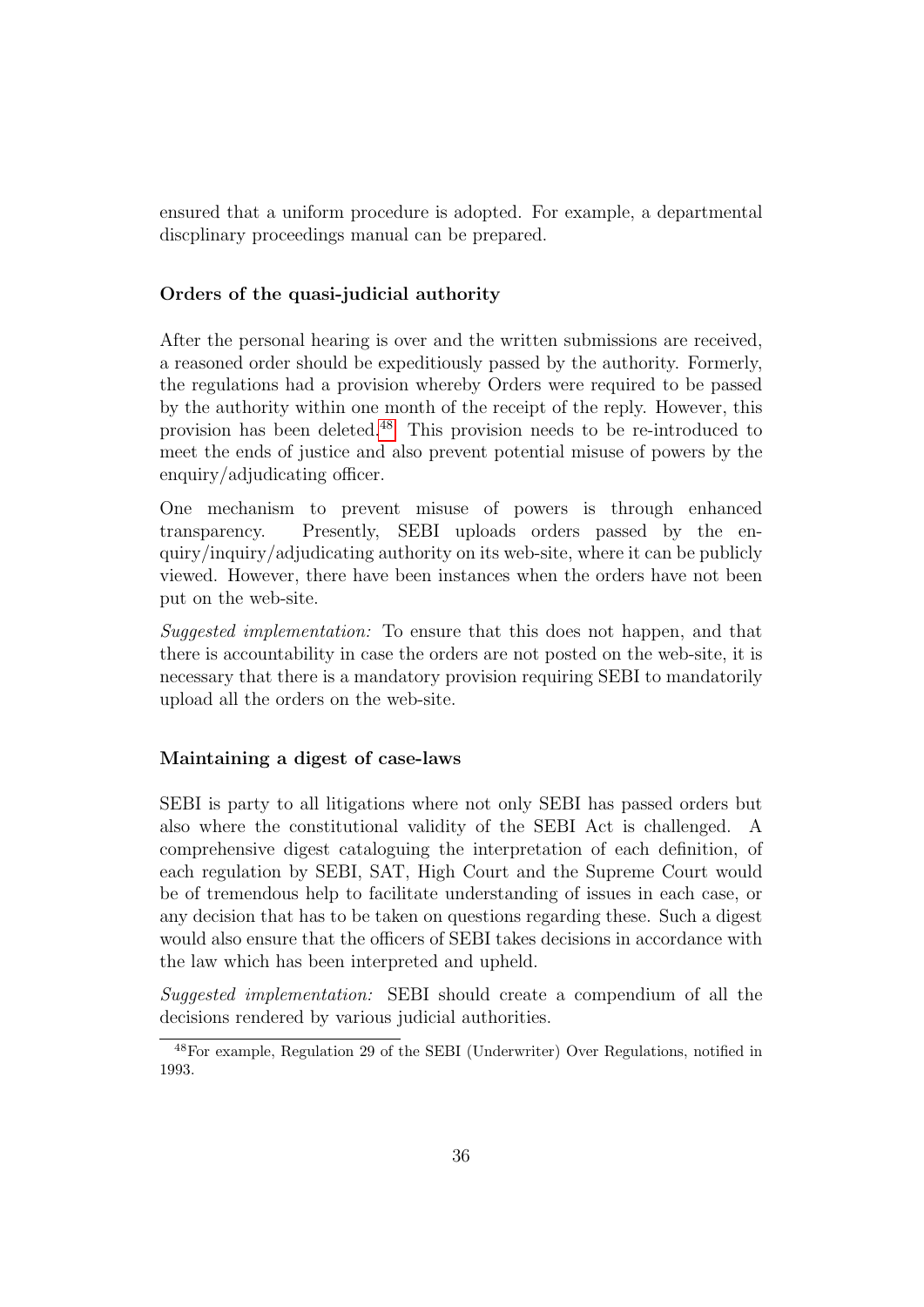ensured that a uniform procedure is adopted. For example, a departmental discplinary proceedings manual can be prepared.

### Orders of the quasi-judicial authority

After the personal hearing is over and the written submissions are received, a reasoned order should be expeditiously passed by the authority. Formerly, the regulations had a provision whereby Orders were required to be passed by the authority within one month of the receipt of the reply. However, this provision has been deleted.[48] This provision needs to be re-introduced to meet the ends of justice and also prevent potential misuse of powers by the enquiry/adjudicating officer.

One mechanism to prevent misuse of powers is through enhanced transparency. Presently, SEBI uploads orders passed by the enquiry/inquiry/adjudicating authority on its web-site, where it can be publicly viewed. However, there have been instances when the orders have not been put on the web-site.

*Suggested implementation:* To ensure that this does not happen, and that there is accountability in case the orders are not posted on the web-site, it is necessary that there is a mandatory provision requiring SEBI to mandatorily upload all the orders on the web-site.

### Maintaining a digest of case-laws

SEBI is party to all litigations where not only SEBI has passed orders but also where the constitutional validity of the SEBI Act is challenged. A comprehensive digest cataloguing the interpretation of each definition, of each regulation by SEBI, SAT, High Court and the Supreme Court would be of tremendous help to facilitate understanding of issues in each case, or any decision that has to be taken on questions regarding these. Such a digest would also ensure that the officers of SEBI takes decisions in accordance with the law which has been interpreted and upheld.

*Suggested implementation:* SEBI should create a compendium of all the decisions rendered by various judicial authorities.

---

[48] For example, Regulation 29 of the SEBI (Underwriter) Over Regulations, notified in 1993.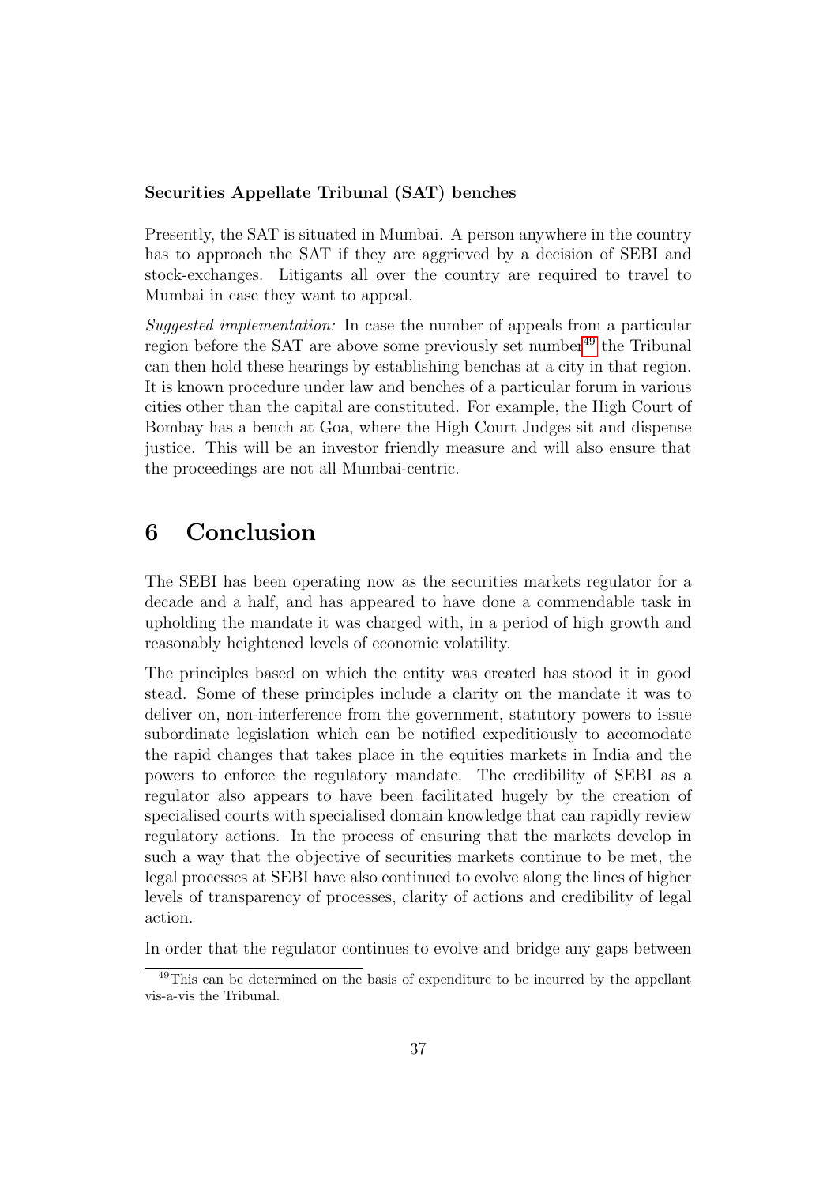**Securities Appellate Tribunal (SAT) benches**

Presently, the SAT is situated in Mumbai. A person anywhere in the country has to approach the SAT if they are aggrieved by a decision of SEBI and stock-exchanges. Litigants all over the country are required to travel to Mumbai in case they want to appeal.

*Suggested implementation:* In case the number of appeals from a particular region before the SAT are above some previously set number[49] the Tribunal can then hold these hearings by establishing benchas at a city in that region. It is known procedure under law and benches of a particular forum in various cities other than the capital are constituted. For example, the High Court of Bombay has a bench at Goa, where the High Court Judges sit and dispense justice. This will be an investor friendly measure and will also ensure that the proceedings are not all Mumbai-centric.

# 6 Conclusion

The SEBI has been operating now as the securities markets regulator for a decade and a half, and has appeared to have done a commendable task in upholding the mandate it was charged with, in a period of high growth and reasonably heightened levels of economic volatility.

The principles based on which the entity was created has stood it in good stead. Some of these principles include a clarity on the mandate it was to deliver on, non-interference from the government, statutory powers to issue subordinate legislation which can be notified expeditiously to accomodate the rapid changes that takes place in the equities markets in India and the powers to enforce the regulatory mandate. The credibility of SEBI as a regulator also appears to have been facilitated hugely by the creation of specialised courts with specialised domain knowledge that can rapidly review regulatory actions. In the process of ensuring that the markets develop in such a way that the objective of securities markets continue to be met, the legal processes at SEBI have also continued to evolve along the lines of higher levels of transparency of processes, clarity of actions and credibility of legal action.

In order that the regulator continues to evolve and bridge any gaps between

[49]This can be determined on the basis of expenditure to be incurred by the appellant vis-a-vis the Tribunal.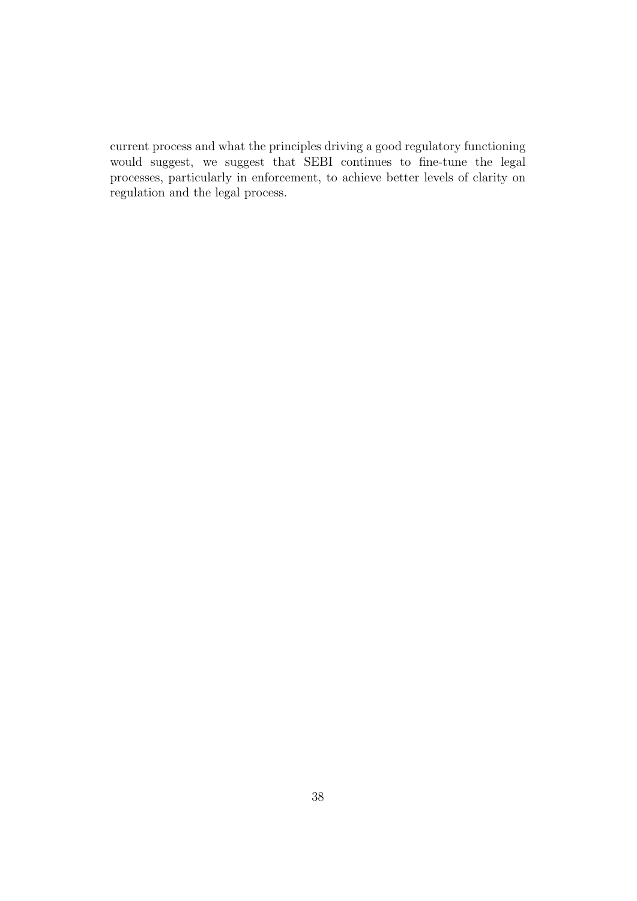current process and what the principles driving a good regulatory functioning would suggest, we suggest that SEBI continues to fine-tune the legal processes, particularly in enforcement, to achieve better levels of clarity on regulation and the legal process.